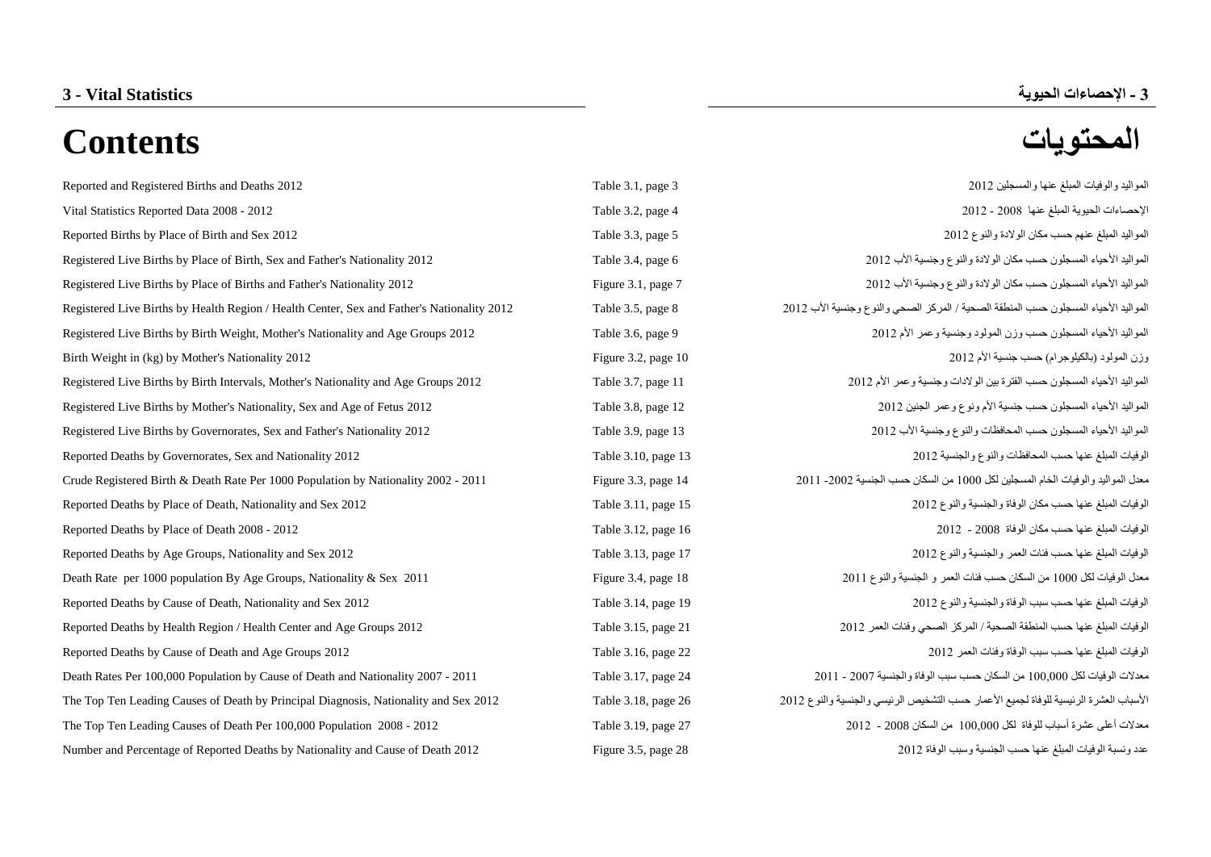## 3 - Vital Statistics

## 3 - الإحصاءات الحيوية

# Contents

# المحتويات

| | | |
|---|---|---|
| Reported and Registered Births and Deaths 2012 | Table 3.1, page 3 | المواليد والوفيات المبلغ عنها والمسجلين 2012 |
| Vital Statistics Reported Data 2008 - 2012 | Table 3.2, page 4 | الإحصاءات الحيوية المبلغ عنها 2008 - 2012 |
| Reported Births by Place of Birth and Sex 2012 | Table 3.3, page 5 | المواليد المبلغ عنهم حسب مكان الولادة والنوع 2012 |
| Registered Live Births by Place of Birth, Sex and Father's Nationality 2012 | Table 3.4, page 6 | المواليد الأحياء المسجلون حسب مكان الولادة والنوع وجنسية الأب 2012 |
| Registered Live Births by Place of Births and Father's Nationality 2012 | Figure 3.1, page 7 | المواليد الأحياء المسجلون حسب مكان الولادة والنوع وجنسية الأب 2012 |
| Registered Live Births by Health Region / Health Center, Sex and Father's Nationality 2012 | Table 3.5, page 8 | المواليد الأحياء المسجلون حسب المنطقة الصحية / المركز الصحي والنوع وجنسية الأب 2012 |
| Registered Live Births by Birth Weight, Mother's Nationality and Age Groups 2012 | Table 3.6, page 9 | المواليد الأحياء المسجلون حسب وزن المولود وجنسية وعمر الأم 2012 |
| Birth Weight in (kg) by Mother's Nationality 2012 | Figure 3.2, page 10 | وزن المولود (بالكيلوجرام) حسب جنسية الأم 2012 |
| Registered Live Births by Birth Intervals, Mother's Nationality and Age Groups 2012 | Table 3.7, page 11 | المواليد الأحياء المسجلون حسب الفترة بين الولادات وجنسية وعمر الأم 2012 |
| Registered Live Births by Mother's Nationality, Sex and Age of Fetus 2012 | Table 3.8, page 12 | المواليد الأحياء المسجلون حسب جنسية الأم ونوع وعمر الجنين 2012 |
| Registered Live Births by Governorates, Sex and Father's Nationality 2012 | Table 3.9, page 13 | المواليد الأحياء المسجلون حسب المحافظات والنوع وجنسية الأب 2012 |
| Reported Deaths by Governorates, Sex and Nationality 2012 | Table 3.10, page 13 | الوفيات المبلغ عنها حسب المحافظات والنوع والجنسية 2012 |
| Crude Registered Birth & Death Rate Per 1000 Population by Nationality 2002 - 2011 | Figure 3.3, page 14 | معدل المواليد والوفيات الخام المسجلين لكل 1000 من السكان حسب الجنسية 2002- 2011 |
| Reported Deaths by Place of Death, Nationality and Sex 2012 | Table 3.11, page 15 | الوفيات المبلغ عنها حسب مكان الوفاة والجنسية والنوع 2012 |
| Reported Deaths by Place of Death 2008 - 2012 | Table 3.12, page 16 | الوفيات المبلغ عنها حسب مكان الوفاة 2008 - 2012 |
| Reported Deaths by Age Groups, Nationality and Sex 2012 | Table 3.13, page 17 | الوفيات المبلغ عنها حسب فئات العمر والجنسية والنوع 2012 |
| Death Rate per 1000 population By Age Groups, Nationality & Sex 2011 | Figure 3.4, page 18 | معدل الوفيات لكل 1000 من السكان حسب فئات العمر و الجنسية والنوع 2011 |
| Reported Deaths by Cause of Death, Nationality and Sex 2012 | Table 3.14, page 19 | الوفيات المبلغ عنها حسب سبب الوفاة والجنسية والنوع 2012 |
| Reported Deaths by Health Region / Health Center and Age Groups 2012 | Table 3.15, page 21 | الوفيات المبلغ عنها حسب المنطقة الصحية / المركز الصحي وفئات العمر 2012 |
| Reported Deaths by Cause of Death and Age Groups 2012 | Table 3.16, page 22 | الوفيات المبلغ عنها حسب سبب الوفاة وفئات العمر 2012 |
| Death Rates Per 100,000 Population by Cause of Death and Nationality 2007 - 2011 | Table 3.17, page 24 | معدلات الوفيات لكل 100,000 من السكان حسب سبب الوفاة والجنسية 2007 - 2011 |
| The Top Ten Leading Causes of Death by Principal Diagnosis, Nationality and Sex 2012 | Table 3.18, page 26 | الأسباب العشرة الرئيسية للوفاة لجميع الأعمار حسب التشخيص الرئيسي والجنسية والنوع 2012 |
| The Top Ten Leading Causes of Death Per 100,000 Population 2008 - 2012 | Table 3.19, page 27 | معدلات أعلى عشرة أسباب للوفاة لكل 100,000 من السكان 2008 - 2012 |
| Number and Percentage of Reported Deaths by Nationality and Cause of Death 2012 | Figure 3.5, page 28 | عدد ونسبة الوفيات المبلغ عنها حسب الجنسية وسبب الوفاة 2012 |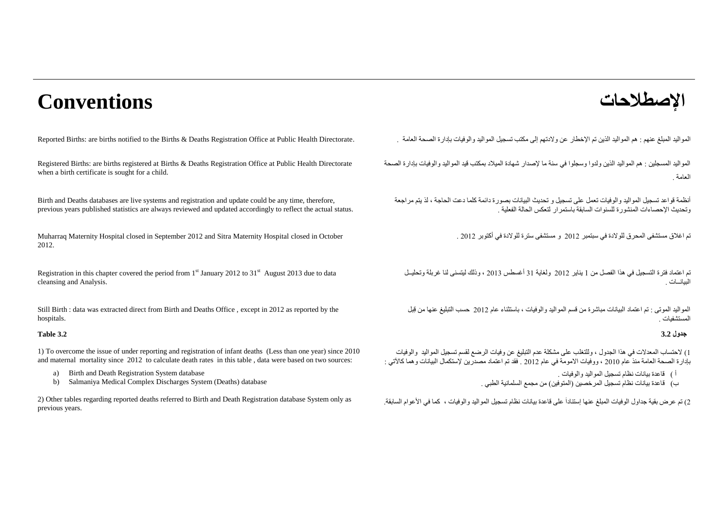# Conventions

# الإصطلاحات

Reported Births: are births notified to the Births & Deaths Registration Office at Public Health Directorate.

المواليد المبلغ عنهم : هم المواليد الذين تم الإخطار عن ولادتهم إلى مكتب تسجيل المواليد والوفيات بإدارة الصحة العامة .

Registered Births: are births registered at Births & Deaths Registration Office at Public Health Directorate when a birth certificate is sought for a child.

المواليد المسجلين : هم المواليد الذين ولدوا وسجلوا في سنة ما لإصدار شهادة الميلاد بمكتب قيد المواليد والوفيات بإدارة الصحة العامة .

Birth and Deaths databases are live systems and registration and update could be any time, therefore, previous years published statistics are always reviewed and updated accordingly to reflect the actual status.

أنظمة قواعد تسجيل المواليد والوفيات تعمل على تسجيل و تحديث البيانات بصورة دائمة كلما دعت الحاجة ، لذ يتم مراجعة وتحديث الإحصاءات المنشورة للسنوات السابقة باستمرار لتعكس الحالة الفعلية .

Muharraq Maternity Hospital closed in September 2012 and Sitra Maternity Hospital closed in October 2012.

تم اغلاق مستشفى المحرق للولادة في سبتمبر 2012 و مستشفى سترة للولادة في أكتوبر 2012 .

Registration in this chapter covered the period from 1st January 2012 to 31st August 2013 due to data cleansing and Analysis.

تم اعتماد فترة التسجيل في هذا الفصل من 1 يناير 2012 ولغاية 31 أغسطس 2013 ، وذلك ليتسنى لنا غربلة وتحليـل البيانــات .

Still Birth : data was extracted direct from Birth and Deaths Office , except in 2012 as reported by the hospitals.

المواليد الموتى : تم اعتماد البيانات مباشرة من قسم المواليد والوفيات ، باستثناء عام 2012 حسب التبليغ عنها من قبل المستشفيات .

**Table 3.2**

**جدول 3.2**

1) To overcome the issue of under reporting and registration of infant deaths (Less than one year) since 2010 and maternal mortality since 2012 to calculate death rates in this table , data were based on two sources:

a) Birth and Death Registration System database
b) Salmaniya Medical Complex Discharges System (Deaths) database

1) لاحتساب المعدلات في هذا الجدول ، وللتغلب على مشكلة عدم التبليغ عن وفيات الرضع لقسم تسجيل المواليد والوفيات بإدارة الصحة العامة منذ عام 2010 ، ووفيات الامومة في عام 2012 . فقد تم اعتماد مصدرين لإستكمال البيانات وهما كالآتي :

أ ) قاعدة بيانات نظام تسجيل المواليد والوفيات .
ب) قاعدة بيانات نظام تسجيل المرخصين (المتوفين) من مجمع السلمانية الطبي .

2) Other tables regarding reported deaths referred to Birth and Death Registration database System only as previous years.

2) تم عرض بقية جداول الوفيات المبلغ عنها إستناداً على قاعدة بيانات نظام تسجيل المواليد والوفيات ، كما في الأعوام السابقة.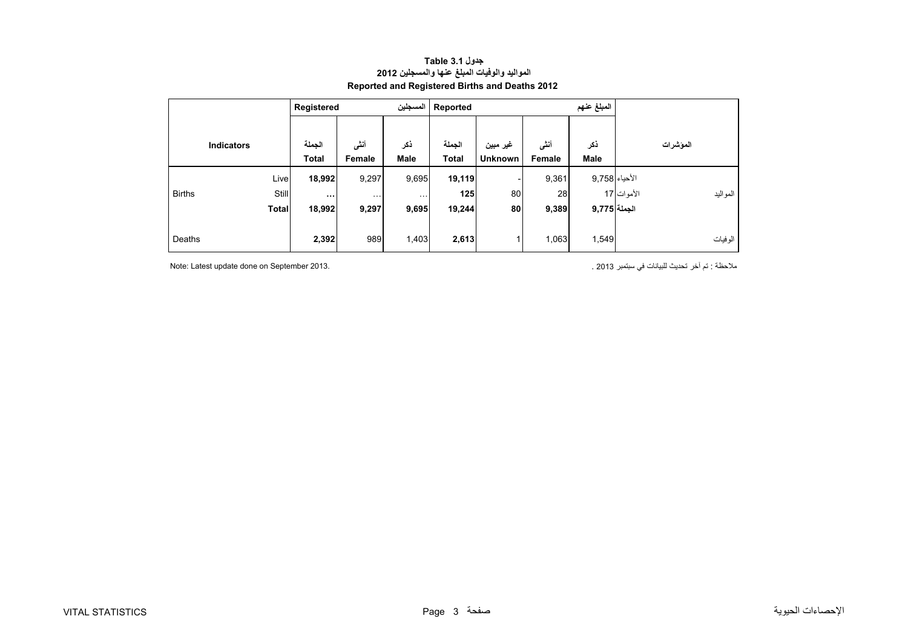# جدول 3.1 Table
## المواليد والوفيات المبلغ عنها والمسجلين 2012
## Reported and Registered Births and Deaths 2012

| Indicators | | Registered المسجلين | | | Reported المبلغ عنهم | | | | المؤشرات | |
|---|---|---|---|---|---|---|---|---|---|---|
| | | الجملة Total | أنثى Female | ذكر Male | الجملة Total | غير مبين Unknown | أنثى Female | ذكر Male | | |
| Births | Live | **18,992** | 9,297 | 9,695 | **19,119** | - | 9,361 | 9,758 | الأحياء | المواليد |
| | Still | **...** | ... | ... | **125** | 80 | 28 | 17 | الأموات | |
| | **Total** | **18,992** | **9,297** | **9,695** | **19,244** | **80** | **9,389** | **9,775** | **الجملة** | |
| Deaths | | **2,392** | 989 | 1,403 | **2,613** | 1 | 1,063 | 1,549 | | الوفيات |

Note: Latest update done on September 2013.

ملاحظة : تم آخر تحديث للبيانات في سبتمبر 2013 .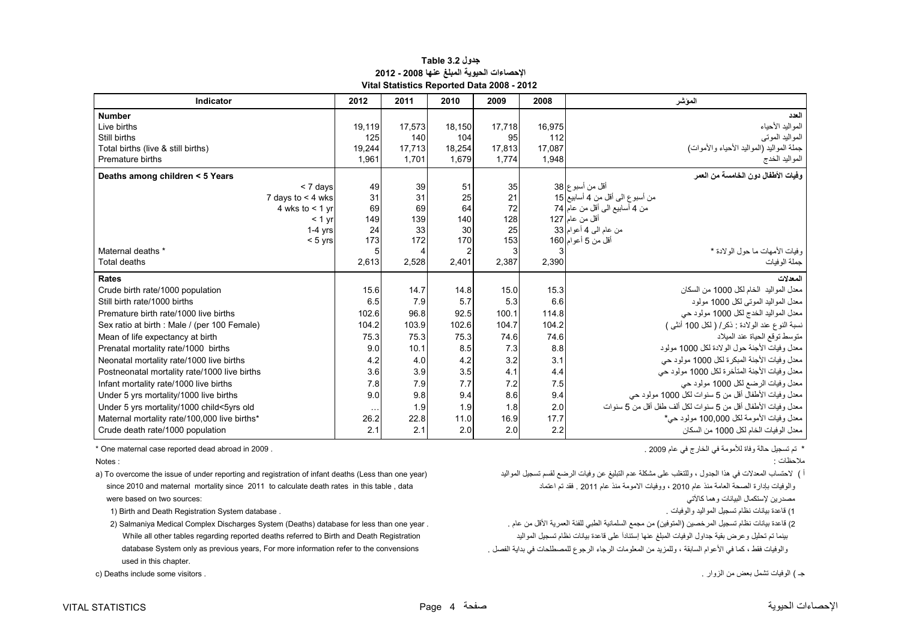**جدول Table 3.2**
**الاحصاءات الحيوية المبلغ عنها 2008 - 2012**
**Vital Statistics Reported Data 2008 - 2012**

| Indicator | 2012 | 2011 | 2010 | 2009 | 2008 | المؤشر |
|---|---|---|---|---|---|---|
| **Number** | | | | | | **العدد** |
| Live births | 19,119 | 17,573 | 18,150 | 17,718 | 16,975 | المواليد الأحياء |
| Still births | 125 | 140 | 104 | 95 | 112 | المواليد الموتى |
| Total births (live & still births) | 19,244 | 17,713 | 18,254 | 17,813 | 17,087 | جملة المواليد (المواليد الأحياء والأموات) |
| Premature births | 1,961 | 1,701 | 1,679 | 1,774 | 1,948 | المواليد الخدج |
| **Deaths among children < 5 Years** | | | | | | **وفيات الأطفال دون الخامسة من العمر** |
| < 7 days | 49 | 39 | 51 | 35 | 38 | أقل من أسبوع |
| 7 days to < 4 wks | 31 | 31 | 25 | 21 | 15 | من أسبوع الى أقل من 4 أسابيع |
| 4 wks to < 1 yr | 69 | 69 | 64 | 72 | 74 | من 4 أسابيع الى أقل من عام |
| < 1 yr | 149 | 139 | 140 | 128 | 127 | أقل من عام |
| 1-4 yrs | 24 | 33 | 30 | 25 | 33 | من عام الى 4 أعوام |
| < 5 yrs | 173 | 172 | 170 | 153 | 160 | أقل من 5 أعوام |
| Maternal deaths * | 5 | 4 | 2 | 3 | 3 | وفيات الأمهات ما حول الولادة * |
| Total deaths | 2,613 | 2,528 | 2,401 | 2,387 | 2,390 | جملة الوفيات |
| **Rates** | | | | | | **المعدلات** |
| Crude birth rate/1000 population | 15.6 | 14.7 | 14.8 | 15.0 | 15.3 | معدل المواليد الخام لكل 1000 من السكان |
| Still birth rate/1000 births | 6.5 | 7.9 | 5.7 | 5.3 | 6.6 | معدل المواليد الموتى لكل 1000 مولود |
| Premature birth rate/1000 live births | 102.6 | 96.8 | 92.5 | 100.1 | 114.8 | معدل المواليد الخدج لكل 1000 مولود حي |
| Sex ratio at birth : Male / (per 100 Female) | 104.2 | 103.9 | 102.6 | 104.7 | 104.2 | نسبة النوع عند الولادة : ذكر/ ( لكل 100 أنثى ) |
| Mean of life expectancy at birth | 75.3 | 75.3 | 75.3 | 74.6 | 74.6 | متوسط توقع الحياة عند الميلاد |
| Prenatal mortality rate/1000 births | 9.0 | 10.1 | 8.5 | 7.3 | 8.8 | معدل وفيات الأجنة حول الولادة لكل 1000 مولود |
| Neonatal mortality rate/1000 live births | 4.2 | 4.0 | 4.2 | 3.2 | 3.1 | معدل وفيات الأجنة المبكرة لكل 1000 مولود حي |
| Postneonatal mortality rate/1000 live births | 3.6 | 3.9 | 3.5 | 4.1 | 4.4 | معدل وفيات الأجنة المتأخرة لكل 1000 مولود حي |
| Infant mortality rate/1000 live births | 7.8 | 7.9 | 7.7 | 7.2 | 7.5 | معدل وفيات الرضع لكل 1000 مولود حي |
| Under 5 yrs mortality/1000 live births | 9.0 | 9.8 | 9.4 | 8.6 | 9.4 | معدل وفيات الأطفال أقل من 5 سنوات لكل 1000 مولود حي |
| Under 5 yrs mortality/1000 child<5yrs old | … | 1.9 | 1.9 | 1.8 | 2.0 | معدل وفيات الأطفال أقل من 5 سنوات لكل ألف طفل أقل من 5 سنوات |
| Maternal mortality rate/100,000 live births* | 26.2 | 22.8 | 11.0 | 16.9 | 17.7 | معدل وفيات الأمومة لكل 100,000 مولود حي* |
| Crude death rate/1000 population | 2.1 | 2.1 | 2.0 | 2.0 | 2.2 | معدل الوفيات الخام لكل 1000 من السكان |

\* One maternal case reported dead abroad in 2009 .

\* تم تسجيل حالة وفاة للأمومة في الخارج في عام 2009 .

Notes :

a) To overcome the issue of under reporting and registration of infant deaths (Less than one year) since 2010 and maternal mortality since 2011 to calculate death rates in this table , data were based on two sources:

1) Birth and Death Registration System database .

2) Salmaniya Medical Complex Discharges System (Deaths) database for less than one year . While all other tables regarding reported deaths referred to Birth and Death Registration database System only as previous years, For more information refer to the convensions used in this chapter.

c) Deaths include some visitors .

ملاحظات :

أ ) لاحتساب المعدلات في هذا الجدول ، وللتغلب على مشكلة عدم التبليغ عن وفيات الرضع لقسم تسجيل المواليد والوفيات بإدارة الصحة العامة منذ عام 2010 ، ووفيات الامومة منذ عام 2011 . فقد تم اعتماد مصدرين لإستكمال البيانات وهما كالآتي

1) قاعدة بيانات نظام تسجيل المواليد والوفيات .

2) قاعدة بيانات نظام تسجيل المرخصين (المتوفين) من مجمع السلمانية الطبي للفئة العمرية الأقل من عام . بينما تم تحليل وعرض بقية جداول الوفيات المبلغ عنها إستناداً على قاعدة بيانات نظام تسجيل المواليد والوفيات فقط ، كما في الأعوام السابقة ، وللمزيد من المعلومات الرجاء الرجوع للمصطلحات في بداية الفصل .

جـ ) الوفيات تشمل بعض من الزوار .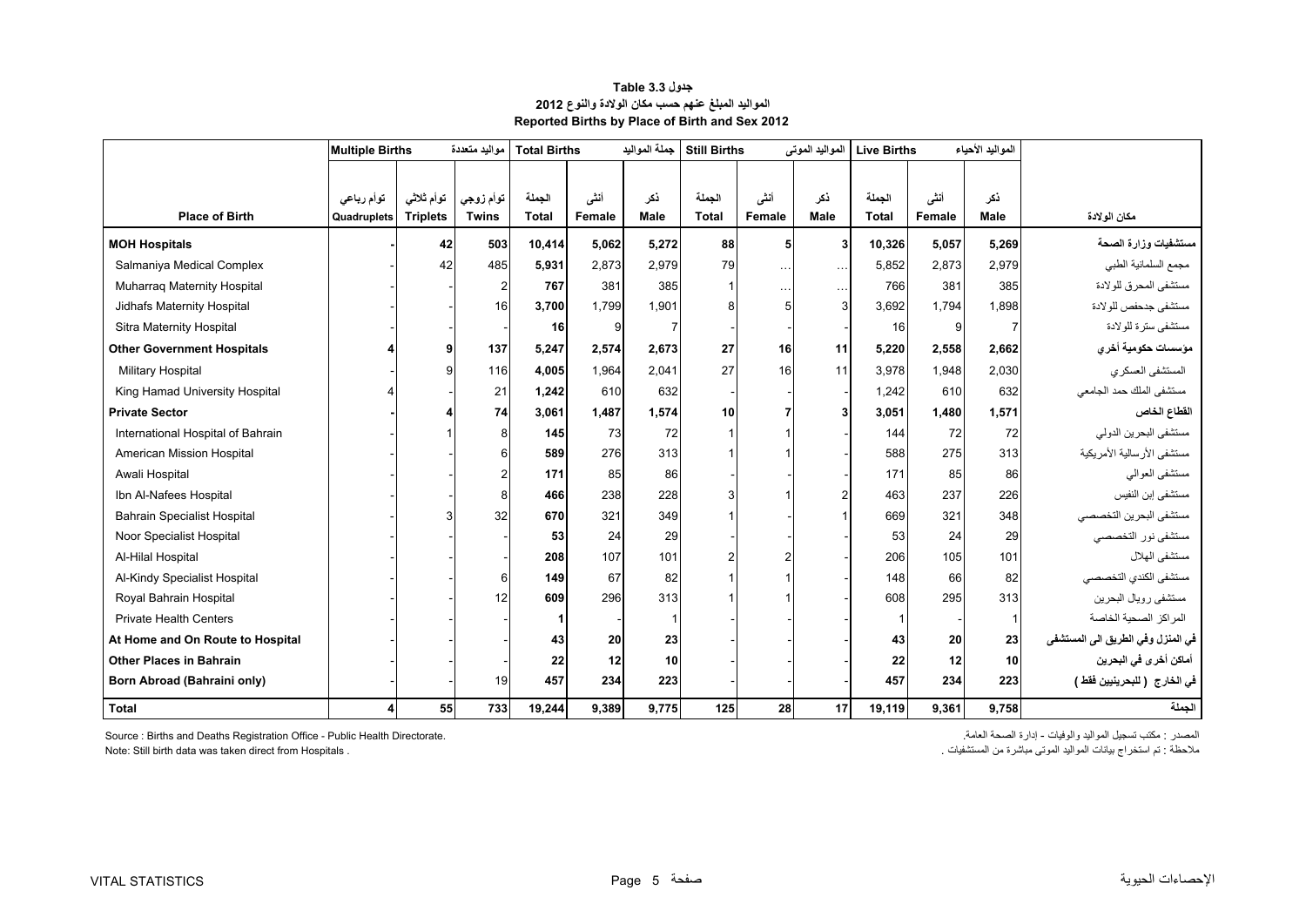**جدول Table 3.3**

**المواليد المبلغ عنهم حسب مكان الولادة والنوع 2012**

**Reported Births by Place of Birth and Sex 2012**

| | Multiple Births مواليد متعددة | | | Total Births جملة المواليد | | | Still Births المواليد الموتى | | | Live Births المواليد الأحياء | | | |
|---|---|---|---|---|---|---|---|---|---|---|---|---|---|
| **Place of Birth** | توأم رباعي Quadruplets | توأم ثلاثي Triplets | توأم زوجي Twins | الجملة Total | أنثى Female | ذكر Male | الجملة Total | أنثى Female | ذكر Male | الجملة Total | أنثى Female | ذكر Male | **مكان الولادة** |
| **MOH Hospitals** | **-** | **42** | **503** | **10,414** | **5,062** | **5,272** | **88** | **5** | **3** | **10,326** | **5,057** | **5,269** | **مستشفيات وزارة الصحة** |
| Salmaniya Medical Complex | - | 42 | 485 | **5,931** | 2,873 | 2,979 | 79 | … | … | 5,852 | 2,873 | 2,979 | مجمع السلمانية الطبي |
| Muharraq Maternity Hospital | - | - | 2 | **767** | 381 | 385 | 1 | … | … | 766 | 381 | 385 | مستشفى المحرق للولادة |
| Jidhafs Maternity Hospital | - | - | 16 | **3,700** | 1,799 | 1,901 | 8 | 5 | 3 | 3,692 | 1,794 | 1,898 | مستشفى جدحفص للولادة |
| Sitra Maternity Hospital | - | - | - | **16** | 9 | 7 | - | - | - | 16 | 9 | 7 | مستشفى سترة للولادة |
| **Other Government Hospitals** | **4** | **9** | **137** | **5,247** | **2,574** | **2,673** | **27** | **16** | **11** | **5,220** | **2,558** | **2,662** | **مؤسسات حكومية أخري** |
| Military Hospital | - | 9 | 116 | **4,005** | 1,964 | 2,041 | 27 | 16 | 11 | 3,978 | 1,948 | 2,030 | المستشفى العسكري |
| King Hamad University Hospital | 4 | - | 21 | **1,242** | 610 | 632 | - | - | - | 1,242 | 610 | 632 | مستشفى الملك حمد الجامعي |
| **Private Sector** | **-** | **4** | **74** | **3,061** | **1,487** | **1,574** | **10** | **7** | **3** | **3,051** | **1,480** | **1,571** | **القطاع الخاص** |
| International Hospital of Bahrain | - | 1 | 8 | **145** | 73 | 72 | 1 | 1 | - | 144 | 72 | 72 | مستشفى البحرين الدولي |
| American Mission Hospital | - | - | 6 | **589** | 276 | 313 | 1 | 1 | - | 588 | 275 | 313 | مستشفى الأرسالية الأمريكية |
| Awali Hospital | - | - | 2 | **171** | 85 | 86 | - | - | - | 171 | 85 | 86 | مستشفى العوالي |
| Ibn Al-Nafees Hospital | - | - | 8 | **466** | 238 | 228 | 3 | 1 | 2 | 463 | 237 | 226 | مستشفى إبن النفيس |
| Bahrain Specialist Hospital | - | 3 | 32 | **670** | 321 | 349 | 1 | - | 1 | 669 | 321 | 348 | مستشفى البحرين التخصصي |
| Noor Specialist Hospital | - | - | - | **53** | 24 | 29 | - | - | - | 53 | 24 | 29 | مستشفى نور التخصصي |
| Al-Hilal Hospital | - | - | - | **208** | 107 | 101 | 2 | 2 | - | 206 | 105 | 101 | مستشفى الهلال |
| Al-Kindy Specialist Hospital | - | - | 6 | **149** | 67 | 82 | 1 | 1 | - | 148 | 66 | 82 | مستشفى الكندي التخصصي |
| Royal Bahrain Hospital | - | - | 12 | **609** | 296 | 313 | 1 | 1 | - | 608 | 295 | 313 | مستشفى رويال البحرين |
| Private Health Centers | - | - | - | **1** | - | 1 | - | - | - | 1 | - | 1 | المراكز الصحية الخاصة |
| **At Home and On Route to Hospital** | - | - | - | **43** | **20** | **23** | - | - | - | **43** | **20** | **23** | **في المنزل وفي الطريق الى المستشفى** |
| **Other Places in Bahrain** | - | - | - | **22** | **12** | **10** | - | - | - | **22** | **12** | **10** | **أماكن أخرى في البحرين** |
| **Born Abroad (Bahraini only)** | - | - | 19 | **457** | **234** | **223** | - | - | - | **457** | **234** | **223** | **في الخارج ( للبحرينيين فقط )** |
| **Total** | **4** | **55** | **733** | **19,244** | **9,389** | **9,775** | **125** | **28** | **17** | **19,119** | **9,361** | **9,758** | **الجملة** |

Source : Births and Deaths Registration Office - Public Health Directorate.

المصدر : مكتب تسجيل المواليد والوفيات - إدارة الصحة العامة.

Note: Still birth data was taken direct from Hospitals .

ملاحظة : تم استخراج بيانات المواليد الموتى مباشرة من المستشفيات .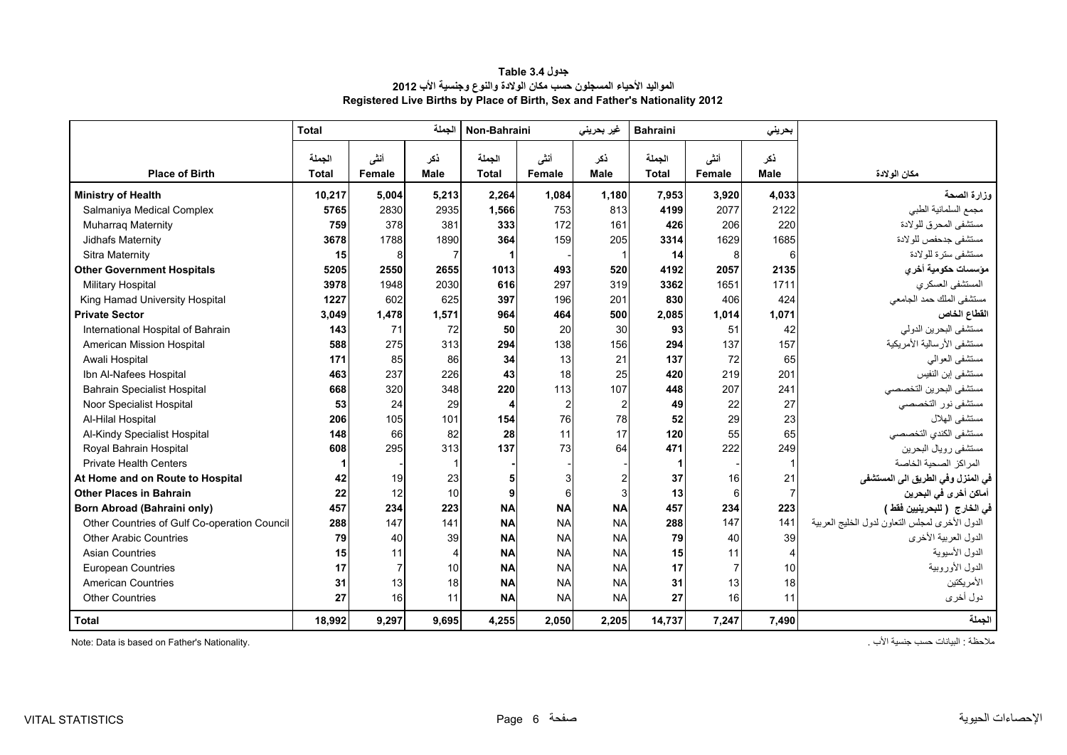**جدول Table 3.4**

**المواليد الأحياء المسجلون حسب مكان الولادة والنوع وجنسية الأب 2012**

**Registered Live Births by Place of Birth, Sex and Father's Nationality 2012**

| | Total | | الجملة | Non-Bahraini | | غير بحريني | Bahraini | | بحريني | |
|---|---|---|---|---|---|---|---|---|---|---|
| **Place of Birth** | الجملة **Total** | أنثى **Female** | ذكر **Male** | الجملة **Total** | أنثى **Female** | ذكر **Male** | الجملة **Total** | أنثى **Female** | ذكر **Male** | **مكان الولادة** |
| **Ministry of Health** | **10,217** | **5,004** | **5,213** | **2,264** | **1,084** | **1,180** | **7,953** | **3,920** | **4,033** | **وزارة الصحة** |
| Salmaniya Medical Complex | **5765** | 2830 | 2935 | **1,566** | 753 | 813 | **4199** | 2077 | 2122 | مجمع السلمانية الطبي |
| Muharraq Maternity | **759** | 378 | 381 | **333** | 172 | 161 | **426** | 206 | 220 | مستشفى المحرق للولادة |
| Jidhafs Maternity | **3678** | 1788 | 1890 | **364** | 159 | 205 | **3314** | 1629 | 1685 | مستشفى جدحفص للولادة |
| Sitra Maternity | **15** | 8 | 7 | **1** | - | 1 | **14** | 8 | 6 | مستشفى سترة للولادة |
| **Other Government Hospitals** | **5205** | **2550** | **2655** | **1013** | **493** | **520** | **4192** | **2057** | **2135** | **مؤسسات حكومية أخرى** |
| Military Hospital | **3978** | 1948 | 2030 | **616** | 297 | 319 | **3362** | 1651 | 1711 | المستشفى العسكري |
| King Hamad University Hospital | **1227** | 602 | 625 | **397** | 196 | 201 | **830** | 406 | 424 | مستشفى الملك حمد الجامعي |
| **Private Sector** | **3,049** | **1,478** | **1,571** | **964** | **464** | **500** | **2,085** | **1,014** | **1,071** | **القطاع الخاص** |
| International Hospital of Bahrain | **143** | 71 | 72 | **50** | 20 | 30 | **93** | 51 | 42 | مستشفى البحرين الدولي |
| American Mission Hospital | **588** | 275 | 313 | **294** | 138 | 156 | **294** | 137 | 157 | مستشفى الأرسالية الأمريكية |
| Awali Hospital | **171** | 85 | 86 | **34** | 13 | 21 | **137** | 72 | 65 | مستشفى العوالي |
| Ibn Al-Nafees Hospital | **463** | 237 | 226 | **43** | 18 | 25 | **420** | 219 | 201 | مستشفى إبن النفيس |
| Bahrain Specialist Hospital | **668** | 320 | 348 | **220** | 113 | 107 | **448** | 207 | 241 | مستشفى البحرين التخصصي |
| Noor Specialist Hospital | **53** | 24 | 29 | **4** | 2 | 2 | **49** | 22 | 27 | مستشفى نور التخصصي |
| Al-Hilal Hospital | **206** | 105 | 101 | **154** | 76 | 78 | **52** | 29 | 23 | مستشفى الهلال |
| Al-Kindy Specialist Hospital | **148** | 66 | 82 | **28** | 11 | 17 | **120** | 55 | 65 | مستشفى الكندي التخصصي |
| Royal Bahrain Hospital | **608** | 295 | 313 | **137** | 73 | 64 | **471** | 222 | 249 | مستشفى رويال البحرين |
| Private Health Centers | **1** | - | 1 | **-** | - | - | **1** | - | 1 | المراكز الصحية الخاصة |
| **At Home and on Route to Hospital** | **42** | 19 | 23 | **5** | 3 | 2 | **37** | 16 | 21 | **في المنزل وفي الطريق الى المستشفى** |
| **Other Places in Bahrain** | **22** | 12 | 10 | **9** | 6 | 3 | **13** | 6 | 7 | **أماكن أخرى في البحرين** |
| **Born Abroad (Bahraini only)** | **457** | **234** | **223** | **NA** | **NA** | **NA** | **457** | **234** | **223** | **في الخارج ( للبحرينيين فقط )** |
| Other Countries of Gulf Co-operation Council | **288** | 147 | 141 | **NA** | NA | NA | **288** | 147 | 141 | الدول الأخرى لمجلس التعاون لدول الخليج العربية |
| Other Arabic Countries | **79** | 40 | 39 | **NA** | NA | NA | **79** | 40 | 39 | الدول العربية الأخرى |
| Asian Countries | **15** | 11 | 4 | **NA** | NA | NA | **15** | 11 | 4 | الدول الأسيوية |
| European Countries | **17** | 7 | 10 | **NA** | NA | NA | **17** | 7 | 10 | الدول الأوروبية |
| American Countries | **31** | 13 | 18 | **NA** | NA | NA | **31** | 13 | 18 | الأمريكتين |
| Other Countries | **27** | 16 | 11 | **NA** | NA | NA | **27** | 16 | 11 | دول أخرى |
| **Total** | **18,992** | **9,297** | **9,695** | **4,255** | **2,050** | **2,205** | **14,737** | **7,247** | **7,490** | **الجملة** |

Note: Data is based on Father's Nationality.

ملاحظة : البيانات حسب جنسية الأب .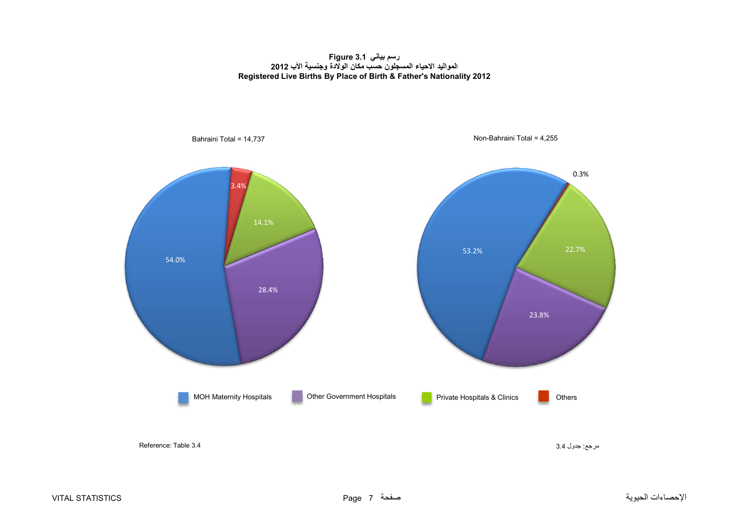**Figure 3.1 رسم بياني**

**المواليد الاحياء المسجلون حسب مكان الولادة وجنسية الأب 2012**

**Registered Live Births By Place of Birth & Father's Nationality 2012**

Bahraini Total = 14,737

3.4%

14.1%

54.0%

28.4%

Non-Bahraini Total = 4,255

0.3%

53.2%

22.7%

23.8%

MOH Maternity Hospitals

Other Government Hospitals

Private Hospitals & Clinics

Others

Reference: Table 3.4

مرجع: جدول 3.4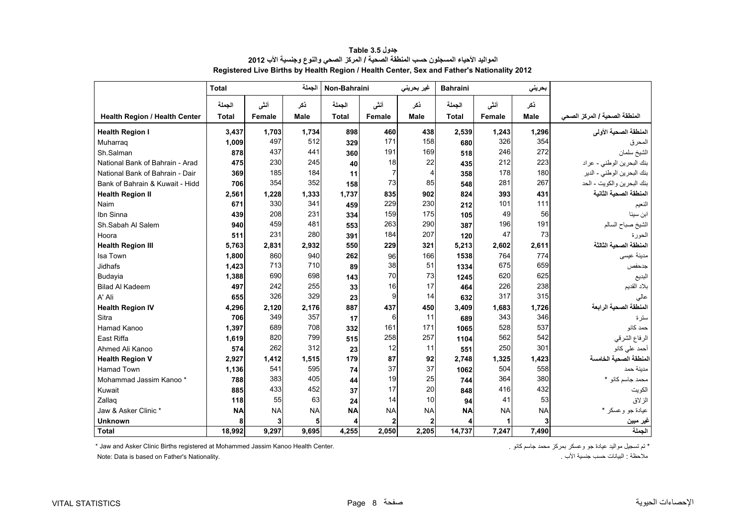**جدول 3.5 Table**

**المواليد الأحياء المسجلون حسب المنطقة الصحية / المركز الصحي والنوع وجنسية الأب 2012**

**Registered Live Births by Health Region / Health Center, Sex and Father's Nationality 2012**

| | Total | | الجملة | Non-Bahraini | | غير بحريني | Bahraini | | بحريني | |
|---|---|---|---|---|---|---|---|---|---|---|
| **Health Region / Health Center** | الجملة **Total** | أنثى **Female** | ذكر **Male** | الجملة **Total** | أنثى **Female** | ذكر **Male** | الجملة **Total** | أنثى **Female** | ذكر **Male** | **المنطقة الصحية / المركز الصحي** |
| **Health Region I** | **3,437** | **1,703** | **1,734** | **898** | **460** | **438** | **2,539** | **1,243** | **1,296** | **المنطقة الصحية الأولى** |
| Muharraq | **1,009** | 497 | 512 | **329** | 171 | 158 | **680** | 326 | 354 | المحرق |
| Sh.Salman | **878** | 437 | 441 | **360** | 191 | 169 | **518** | 246 | 272 | الشيخ سلمان |
| National Bank of Bahrain - Arad | **475** | 230 | 245 | **40** | 18 | 22 | **435** | 212 | 223 | بنك البحرين الوطني - عراد |
| National Bank of Bahrain - Dair | **369** | 185 | 184 | **11** | 7 | 4 | **358** | 178 | 180 | بنك البحرين الوطني - الدير |
| Bank of Bahrain & Kuwait - Hidd | **706** | 354 | 352 | **158** | 73 | 85 | **548** | 281 | 267 | بنك البحرين والكويت - الحد |
| **Health Region II** | **2,561** | **1,228** | **1,333** | **1,737** | **835** | **902** | **824** | **393** | **431** | **المنطقة الصحية الثانية** |
| Naim | **671** | 330 | 341 | **459** | 229 | 230 | **212** | 101 | 111 | النعيم |
| Ibn Sinna | **439** | 208 | 231 | **334** | 159 | 175 | **105** | 49 | 56 | ابن سينا |
| Sh.Sabah Al Salem | **940** | 459 | 481 | **553** | 263 | 290 | **387** | 196 | 191 | الشيخ صباح السالم |
| Hoora | **511** | 231 | 280 | **391** | 184 | 207 | **120** | 47 | 73 | الحورة |
| **Health Region III** | **5,763** | **2,831** | **2,932** | **550** | **229** | **321** | **5,213** | **2,602** | **2,611** | **المنطقة الصحية الثالثة** |
| Isa Town | **1,800** | 860 | 940 | **262** | 96 | 166 | **1538** | 764 | 774 | مدينة عيسى |
| Jidhafs | **1,423** | 713 | 710 | **89** | 38 | 51 | **1334** | 675 | 659 | جدحفص |
| Budayia | **1,388** | 690 | 698 | **143** | 70 | 73 | **1245** | 620 | 625 | البديع |
| Bilad Al Kadeem | **497** | 242 | 255 | **33** | 16 | 17 | **464** | 226 | 238 | بلاد القديم |
| A' Ali | **655** | 326 | 329 | **23** | 9 | 14 | **632** | 317 | 315 | عالي |
| **Health Region IV** | **4,296** | **2,120** | **2,176** | **887** | **437** | **450** | **3,409** | **1,683** | **1,726** | **المنطقة الصحية الرابعة** |
| Sitra | **706** | 349 | 357 | **17** | 6 | 11 | **689** | 343 | 346 | سترة |
| Hamad Kanoo | **1,397** | 689 | 708 | **332** | 161 | 171 | **1065** | 528 | 537 | حمد كانو |
| East Riffa | **1,619** | 820 | 799 | **515** | 258 | 257 | **1104** | 562 | 542 | الرفاع الشرقي |
| Ahmed Ali Kanoo | **574** | 262 | 312 | **23** | 12 | 11 | **551** | 250 | 301 | أحمد علي كانو |
| **Health Region V** | **2,927** | **1,412** | **1,515** | **179** | **87** | **92** | **2,748** | **1,325** | **1,423** | **المنطقة الصحية الخامسة** |
| Hamad Town | **1,136** | 541 | 595 | **74** | 37 | 37 | **1062** | 504 | 558 | مدينة حمد |
| Mohammad Jassim Kanoo * | **788** | 383 | 405 | **44** | 19 | 25 | **744** | 364 | 380 | محمد جاسم كانو * |
| Kuwait | **885** | 433 | 452 | **37** | 17 | 20 | **848** | 416 | 432 | الكويت |
| Zallaq | **118** | 55 | 63 | **24** | 14 | 10 | **94** | 41 | 53 | الزلاق |
| Jaw & Asker Clinic * | **NA** | NA | NA | **NA** | NA | NA | **NA** | NA | NA | عيادة جو وعسكر * |
| **Unknown** | **8** | **3** | **5** | **4** | **2** | **2** | **4** | **1** | **3** | **غير مبين** |
| **Total** | **18,992** | **9,297** | **9,695** | **4,255** | **2,050** | **2,205** | **14,737** | **7,247** | **7,490** | **الجملة** |

* Jaw and Asker Clinic Births registered at Mohammed Jassim Kanoo Health Center.

* تم تسجيل مواليد عيادة جو وعسكر بمركز محمد جاسم كانو .

Note: Data is based on Father's Nationality.

ملاحظة : البيانات حسب جنسية الأب .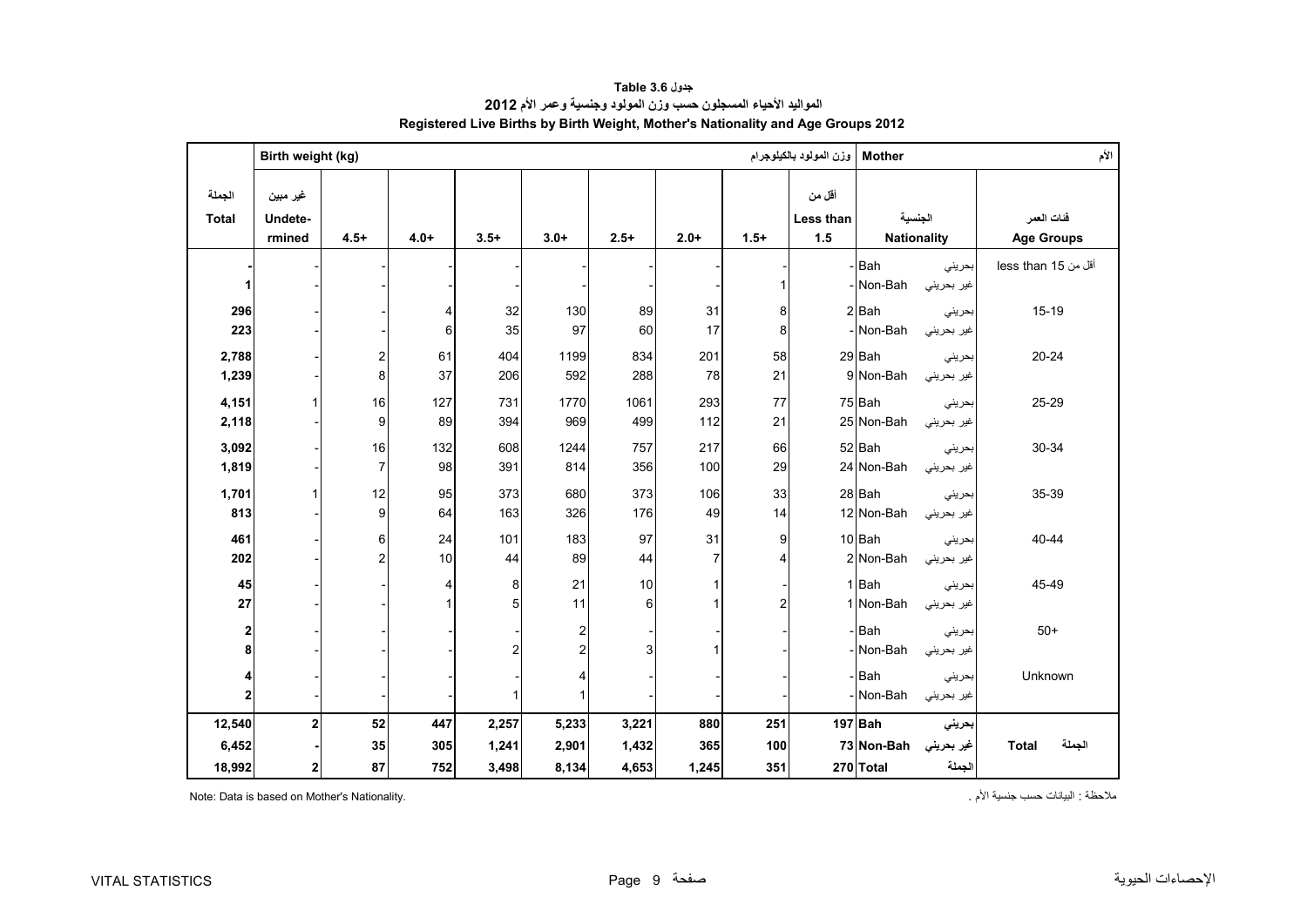جدول Table 3.6

المواليد الأحياء المسجلون حسب وزن المولود وجنسية وعمر الأم 2012

**Registered Live Births by Birth Weight, Mother's Nationality and Age Groups 2012**

| الجملة Total | غير مبين Undetermined | 4.5+ | 4.0+ | 3.5+ | 3.0+ | 2.5+ | 2.0+ | 1.5+ | أقل من Less than 1.5 | الجنسية Nationality | | فئات العمر Age Groups |
|---|---|---|---|---|---|---|---|---|---|---|---|---|
| Birth weight (kg) وزن المولود بالكيلوجرام | | | | | | | | | | Mother الأم | | |
| - | - | - | - | - | - | - | - | - | - | Bah | بحريني | less than 15 أقل من 15 |
| 1 | - | - | - | - | - | - | - | 1 | - | Non-Bah | غير بحريني | |
| 296 | - | - | 4 | 32 | 130 | 89 | 31 | 8 | 2 | Bah | بحريني | 15-19 |
| 223 | - | - | 6 | 35 | 97 | 60 | 17 | 8 | - | Non-Bah | غير بحريني | |
| 2,788 | - | 2 | 61 | 404 | 1199 | 834 | 201 | 58 | 29 | Bah | بحريني | 20-24 |
| 1,239 | - | 8 | 37 | 206 | 592 | 288 | 78 | 21 | 9 | Non-Bah | غير بحريني | |
| 4,151 | 1 | 16 | 127 | 731 | 1770 | 1061 | 293 | 77 | 75 | Bah | بحريني | 25-29 |
| 2,118 | - | 9 | 89 | 394 | 969 | 499 | 112 | 21 | 25 | Non-Bah | غير بحريني | |
| 3,092 | - | 16 | 132 | 608 | 1244 | 757 | 217 | 66 | 52 | Bah | بحريني | 30-34 |
| 1,819 | - | 7 | 98 | 391 | 814 | 356 | 100 | 29 | 24 | Non-Bah | غير بحريني | |
| 1,701 | 1 | 12 | 95 | 373 | 680 | 373 | 106 | 33 | 28 | Bah | بحريني | 35-39 |
| 813 | - | 9 | 64 | 163 | 326 | 176 | 49 | 14 | 12 | Non-Bah | غير بحريني | |
| 461 | - | 6 | 24 | 101 | 183 | 97 | 31 | 9 | 10 | Bah | بحريني | 40-44 |
| 202 | - | 2 | 10 | 44 | 89 | 44 | 7 | 4 | 2 | Non-Bah | غير بحريني | |
| 45 | - | - | 4 | 8 | 21 | 10 | 1 | - | 1 | Bah | بحريني | 45-49 |
| 27 | - | - | 1 | 5 | 11 | 6 | 1 | 2 | 1 | Non-Bah | غير بحريني | |
| 2 | - | - | - | - | 2 | - | - | - | - | Bah | بحريني | 50+ |
| 8 | - | - | - | 2 | 2 | 3 | 1 | - | - | Non-Bah | غير بحريني | |
| 4 | - | - | - | - | 4 | - | - | - | - | Bah | بحريني | Unknown |
| 2 | - | - | - | 1 | 1 | - | - | - | - | Non-Bah | غير بحريني | |
| **12,540** | **2** | **52** | **447** | **2,257** | **5,233** | **3,221** | **880** | **251** | **197** | **Bah** | **بحريني** | **Total الجملة** |
| **6,452** | **-** | **35** | **305** | **1,241** | **2,901** | **1,432** | **365** | **100** | **73** | **Non-Bah** | **غير بحريني** | |
| **18,992** | **2** | **87** | **752** | **3,498** | **8,134** | **4,653** | **1,245** | **351** | **270** | **Total** | **الجملة** | |

Note: Data is based on Mother's Nationality.

ملاحظة : البيانات حسب جنسية الأم .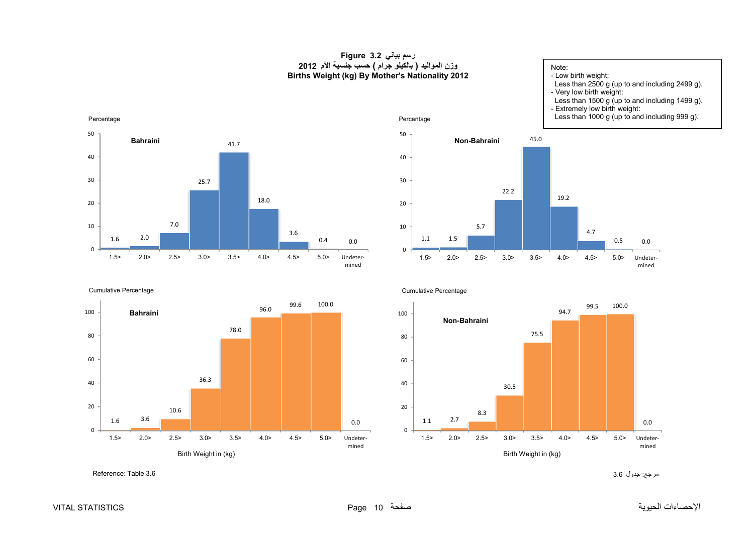# Figure 3.2 رسم بياني

## وزن المواليد ( بالكيلو جرام ) حسب جنسية الأم 2012
## Births Weight (kg) By Mother's Nationality 2012

Note:
- Low birth weight:
  Less than 2500 g (up to and including 2499 g).
- Very low birth weight:
  Less than 1500 g (up to and including 1499 g).
- Extremely low birth weight:
  Less than 1000 g (up to and including 999 g).

Percentage

Bahraini

1.6 2.0 7.0 25.7 41.7 18.0 3.6 0.4 0.0

1.5> 2.0> 2.5> 3.0> 3.5> 4.0> 4.5> 5.0> Undeter-mined

Percentage

Non-Bahraini

1.1 1.5 5.7 22.2 45.0 19.2 4.7 0.5 0.0

1.5> 2.0> 2.5> 3.0> 3.5> 4.0> 4.5> 5.0> Undeter-mined

Cumulative Percentage

Bahraini

1.6 3.6 10.6 36.3 78.0 96.0 99.6 100.0 0.0

1.5> 2.0> 2.5> 3.0> 3.5> 4.0> 4.5> 5.0> Undeter-mined

Birth Weight in (kg)

Cumulative Percentage

Non-Bahraini

1.1 2.7 8.3 30.5 75.5 94.7 99.5 100.0 0.0

1.5> 2.0> 2.5> 3.0> 3.5> 4.0> 4.5> 5.0> Undeter-mined

Birth Weight in (kg)

Reference: Table 3.6

مرجع: جدول 3.6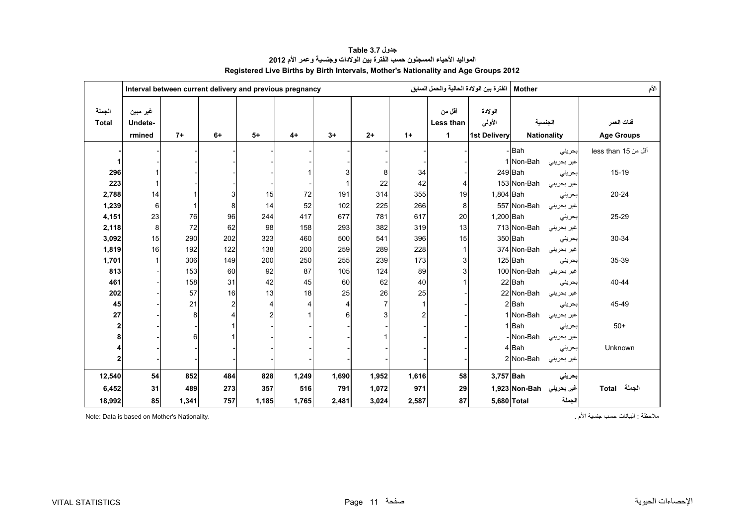**جدول 3.7 Table**

**المواليد الأحياء المسجلون حسب الفترة بين الولادات وجنسية وعمر الأم 2012**

**Registered Live Births by Birth Intervals, Mother's Nationality and Age Groups 2012**

| الجملة Total | Interval between current delivery and previous pregnancy غير مبين Undetermined | 7+ | 6+ | 5+ | 4+ | 3+ | 2+ | 1+ | الفترة بين الولادة الحالية والحمل السابق أقل من Less than 1 | الولادة الأولى 1st Delivery | Mother الجنسية Nationality | | الأم فئات العمر Age Groups |
|---|---|---|---|---|---|---|---|---|---|---|---|---|---|
| - | - | - | - | - | - | - | - | - | - | - | Bah | بحريني | less than 15 أقل من |
| 1 | - | - | - | - | - | - | - | - | - | 1 | Non-Bah | غير بحريني | |
| 296 | 1 | - | - | - | 1 | 3 | 8 | 34 | - | 249 | Bah | بحريني | 15-19 |
| 223 | 1 | - | - | - | - | 1 | 22 | 42 | 4 | 153 | Non-Bah | غير بحريني | |
| 2,788 | 14 | 1 | 3 | 15 | 72 | 191 | 314 | 355 | 19 | 1,804 | Bah | بحريني | 20-24 |
| 1,239 | 6 | 1 | 8 | 14 | 52 | 102 | 225 | 266 | 8 | 557 | Non-Bah | غير بحريني | |
| 4,151 | 23 | 76 | 96 | 244 | 417 | 677 | 781 | 617 | 20 | 1,200 | Bah | بحريني | 25-29 |
| 2,118 | 8 | 72 | 62 | 98 | 158 | 293 | 382 | 319 | 13 | 713 | Non-Bah | غير بحريني | |
| 3,092 | 15 | 290 | 202 | 323 | 460 | 500 | 541 | 396 | 15 | 350 | Bah | بحريني | 30-34 |
| 1,819 | 16 | 192 | 122 | 138 | 200 | 259 | 289 | 228 | 1 | 374 | Non-Bah | غير بحريني | |
| 1,701 | 1 | 306 | 149 | 200 | 250 | 255 | 239 | 173 | 3 | 125 | Bah | بحريني | 35-39 |
| 813 | - | 153 | 60 | 92 | 87 | 105 | 124 | 89 | 3 | 100 | Non-Bah | غير بحريني | |
| 461 | - | 158 | 31 | 42 | 45 | 60 | 62 | 40 | 1 | 22 | Bah | بحريني | 40-44 |
| 202 | - | 57 | 16 | 13 | 18 | 25 | 26 | 25 | - | 22 | Non-Bah | غير بحريني | |
| 45 | - | 21 | 2 | 4 | 4 | 4 | 7 | 1 | - | 2 | Bah | بحريني | 45-49 |
| 27 | - | 8 | 4 | 2 | 1 | 6 | 3 | 2 | - | 1 | Non-Bah | غير بحريني | |
| 2 | - | - | 1 | - | - | - | - | - | - | 1 | Bah | بحريني | 50+ |
| 8 | - | 6 | 1 | - | - | - | 1 | - | - | - | Non-Bah | غير بحريني | |
| 4 | - | - | - | - | - | - | - | - | - | 4 | Bah | بحريني | Unknown |
| 2 | - | - | - | - | - | - | - | - | - | 2 | Non-Bah | غير بحريني | |
| **12,540** | **54** | **852** | **484** | **828** | **1,249** | **1,690** | **1,952** | **1,616** | **58** | **3,757** | **Bah** | **بحريني** | **Total الجملة** |
| **6,452** | **31** | **489** | **273** | **357** | **516** | **791** | **1,072** | **971** | **29** | **1,923** | **Non-Bah** | **غير بحريني** | |
| **18,992** | **85** | **1,341** | **757** | **1,185** | **1,765** | **2,481** | **3,024** | **2,587** | **87** | **5,680** | **Total** | **الجملة** | |

Note: Data is based on Mother's Nationality.

ملاحظة : البيانات حسب جنسية الأم .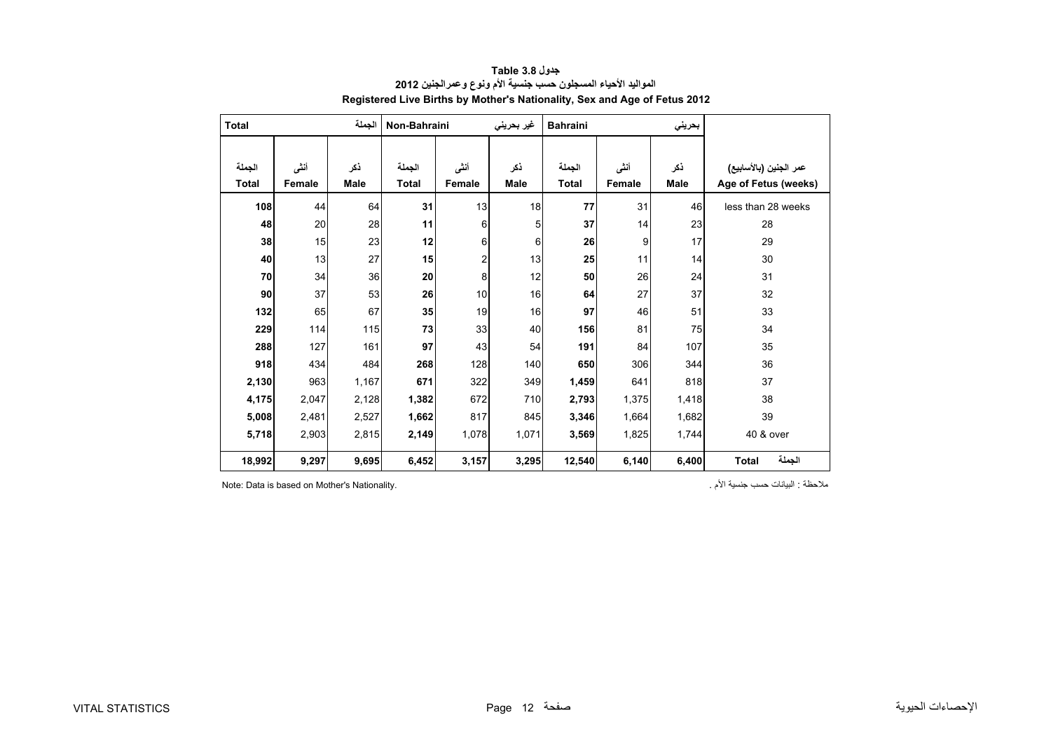**جدول 3.8 Table**

**المواليد الأحياء المسجلون حسب جنسية الأم ونوع وعمرالجنين 2012**

**Registered Live Births by Mother's Nationality, Sex and Age of Fetus 2012**

| Total الجملة | | | Non-Bahraini غير بحريني | | | Bahraini بحريني | | | |
|---|---|---|---|---|---|---|---|---|---|
| الجملة Total | أنثى Female | ذكر Male | الجملة Total | أنثى Female | ذكر Male | الجملة Total | أنثى Female | ذكر Male | عمر الجنين (بالأسابيع) Age of Fetus (weeks) |
| **108** | 44 | 64 | **31** | 13 | 18 | **77** | 31 | 46 | less than 28 weeks |
| **48** | 20 | 28 | **11** | 6 | 5 | **37** | 14 | 23 | 28 |
| **38** | 15 | 23 | **12** | 6 | 6 | **26** | 9 | 17 | 29 |
| **40** | 13 | 27 | **15** | 2 | 13 | **25** | 11 | 14 | 30 |
| **70** | 34 | 36 | **20** | 8 | 12 | **50** | 26 | 24 | 31 |
| **90** | 37 | 53 | **26** | 10 | 16 | **64** | 27 | 37 | 32 |
| **132** | 65 | 67 | **35** | 19 | 16 | **97** | 46 | 51 | 33 |
| **229** | 114 | 115 | **73** | 33 | 40 | **156** | 81 | 75 | 34 |
| **288** | 127 | 161 | **97** | 43 | 54 | **191** | 84 | 107 | 35 |
| **918** | 434 | 484 | **268** | 128 | 140 | **650** | 306 | 344 | 36 |
| **2,130** | 963 | 1,167 | **671** | 322 | 349 | **1,459** | 641 | 818 | 37 |
| **4,175** | 2,047 | 2,128 | **1,382** | 672 | 710 | **2,793** | 1,375 | 1,418 | 38 |
| **5,008** | 2,481 | 2,527 | **1,662** | 817 | 845 | **3,346** | 1,664 | 1,682 | 39 |
| **5,718** | 2,903 | 2,815 | **2,149** | 1,078 | 1,071 | **3,569** | 1,825 | 1,744 | 40 & over |
| **18,992** | **9,297** | **9,695** | **6,452** | **3,157** | **3,295** | **12,540** | **6,140** | **6,400** | **Total الجملة** |

Note: Data is based on Mother's Nationality.

ملاحظة : البيانات حسب جنسية الأم .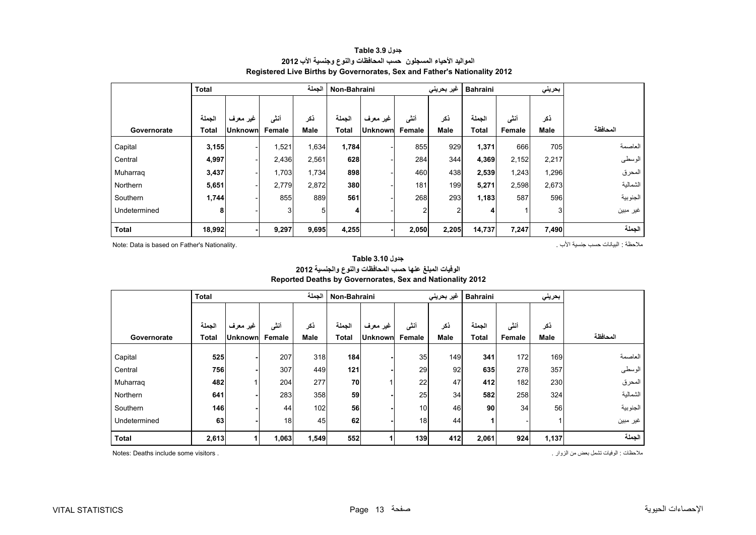**جدول Table 3.9**

**المواليد الأحياء المسجلون حسب المحافظات والنوع وجنسية الأب 2012**

**Registered Live Births by Governorates, Sex and Father's Nationality 2012**

| | Total | | | الجملة | Non-Bahraini | | | غير بحريني | Bahraini | | بحريني | |
|---|---|---|---|---|---|---|---|---|---|---|---|---|
| Governorate | الجملة Total | غير معرف Unknown | أنثى Female | ذكر Male | الجملة Total | غير معرف Unknown | أنثى Female | ذكر Male | الجملة Total | أنثى Female | ذكر Male | المحافظة |
| Capital | **3,155** | - | 1,521 | 1,634 | **1,784** | - | 855 | 929 | **1,371** | 666 | 705 | العاصمة |
| Central | **4,997** | - | 2,436 | 2,561 | **628** | - | 284 | 344 | **4,369** | 2,152 | 2,217 | الوسطى |
| Muharraq | **3,437** | - | 1,703 | 1,734 | **898** | - | 460 | 438 | **2,539** | 1,243 | 1,296 | المحرق |
| Northern | **5,651** | - | 2,779 | 2,872 | **380** | - | 181 | 199 | **5,271** | 2,598 | 2,673 | الشمالية |
| Southern | **1,744** | - | 855 | 889 | **561** | - | 268 | 293 | **1,183** | 587 | 596 | الجنوبية |
| Undetermined | **8** | - | 3 | 5 | **4** | - | 2 | 2 | **4** | 1 | 3 | غير مبين |
| **Total** | **18,992** | **-** | **9,297** | **9,695** | **4,255** | **-** | **2,050** | **2,205** | **14,737** | **7,247** | **7,490** | **الجملة** |

Note: Data is based on Father's Nationality.

ملاحظة : البيانات حسب جنسية الأب .

**جدول Table 3.10**

**الوفيات المبلغ عنها حسب المحافظات والنوع والجنسية 2012**

**Reported Deaths by Governorates, Sex and Nationality 2012**

| | Total | | | الجملة | Non-Bahraini | | | غير بحريني | Bahraini | | بحريني | |
|---|---|---|---|---|---|---|---|---|---|---|---|---|
| Governorate | الجملة Total | غير معرف Unknown | أنثى Female | ذكر Male | الجملة Total | غير معرف Unknown | أنثى Female | ذكر Male | الجملة Total | أنثى Female | ذكر Male | المحافظة |
| Capital | **525** | **-** | 207 | 318 | **184** | **-** | 35 | 149 | **341** | 172 | 169 | العاصمة |
| Central | **756** | **-** | 307 | 449 | **121** | **-** | 29 | 92 | **635** | 278 | 357 | الوسطى |
| Muharraq | **482** | 1 | 204 | 277 | **70** | 1 | 22 | 47 | **412** | 182 | 230 | المحرق |
| Northern | **641** | **-** | 283 | 358 | **59** | **-** | 25 | 34 | **582** | 258 | 324 | الشمالية |
| Southern | **146** | **-** | 44 | 102 | **56** | **-** | 10 | 46 | **90** | 34 | 56 | الجنوبية |
| Undetermined | **63** | **-** | 18 | 45 | **62** | **-** | 18 | 44 | **1** | - | 1 | غير مبين |
| **Total** | **2,613** | **1** | **1,063** | **1,549** | **552** | **1** | **139** | **412** | **2,061** | **924** | **1,137** | **الجملة** |

Notes: Deaths include some visitors .

ملاحظات : الوفيات تشمل بعض من الزوار .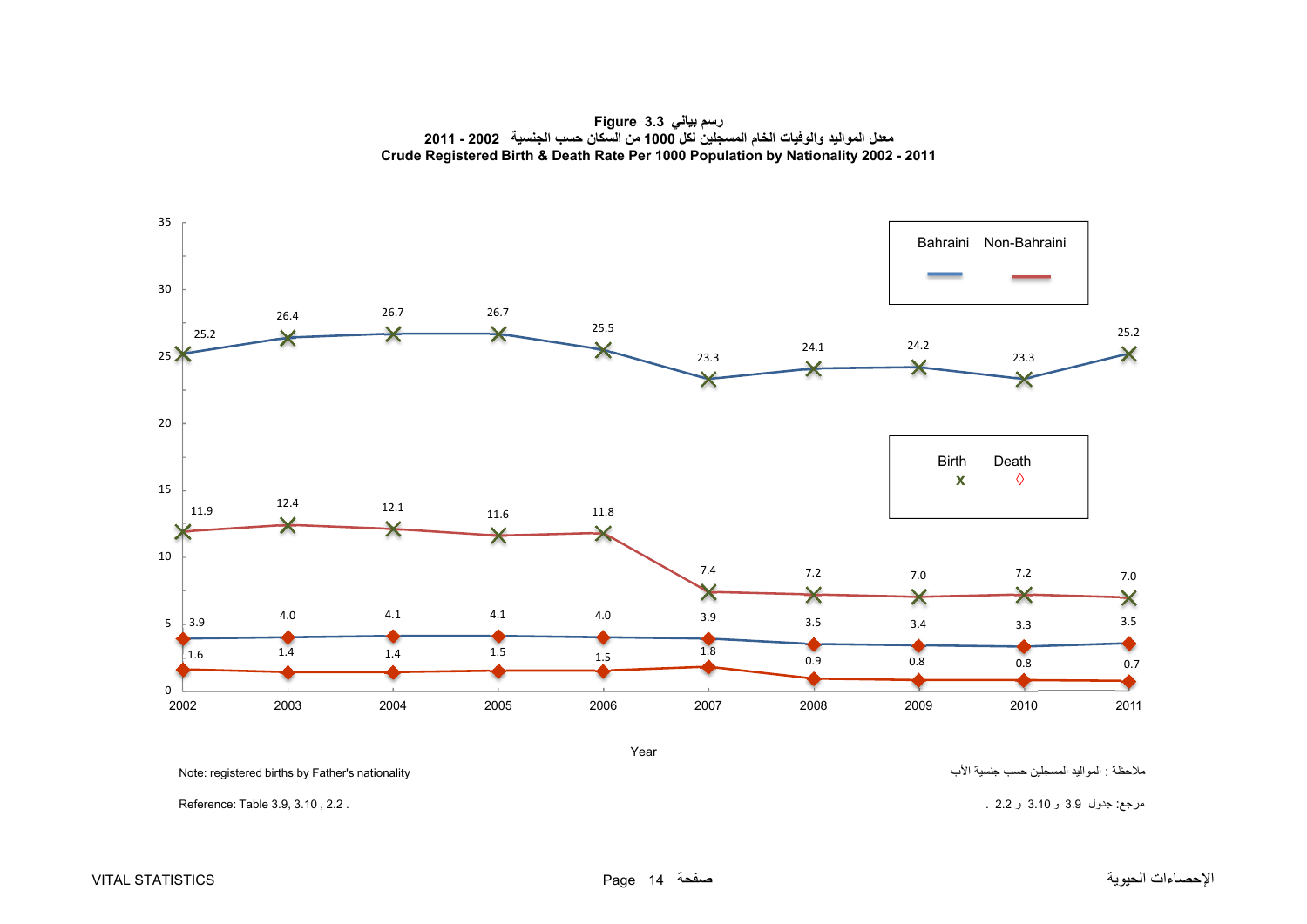**Figure 3.3 رسم بياني**

**معدل المواليد والوفيات الخام المسجلين لكل 1000 من السكان حسب الجنسية 2002 - 2011**

**Crude Registered Birth & Death Rate Per 1000 Population by Nationality 2002 - 2011**

Bahraini Non-Bahraini

Birth x Death ◊

35
30
25
20
15
10
5
0

25.2 26.4 26.7 26.7 25.5 23.3 24.1 24.2 23.3 25.2

11.9 12.4 12.1 11.6 11.8 7.4 7.2 7.0 7.2 7.0

3.9 4.0 4.1 4.1 4.0 3.9 3.5 3.4 3.3 3.5

1.6 1.4 1.4 1.5 1.5 1.8 0.9 0.8 0.8 0.7

2002 2003 2004 2005 2006 2007 2008 2009 2010 2011

Year

Note: registered births by Father's nationality

ملاحظة : المواليد المسجلين حسب جنسية الأب

Reference: Table 3.9, 3.10 , 2.2 .

مرجع: جدول 3.9 و 3.10 و 2.2 .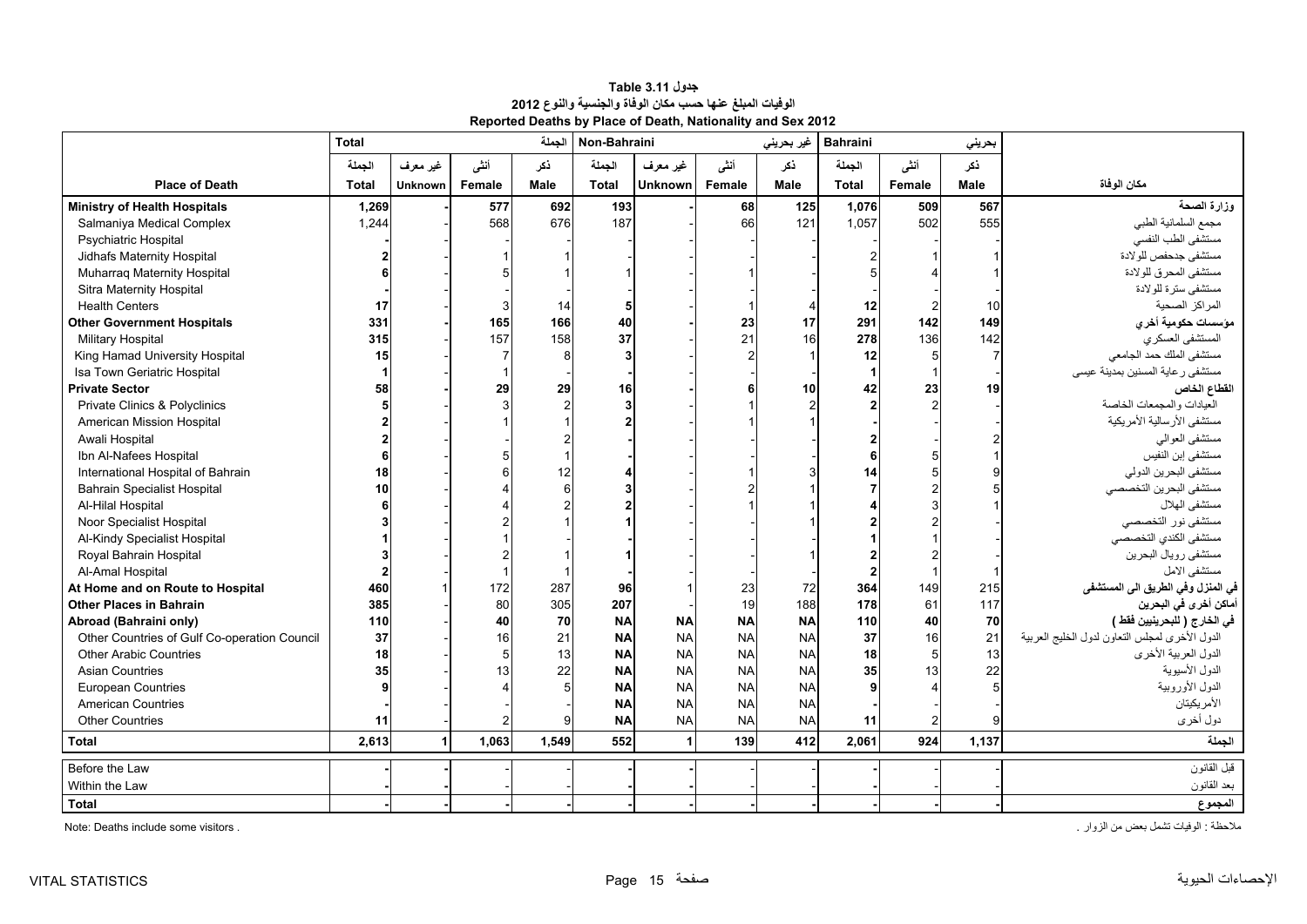**جدول Table 3.11**

**الوفيات المبلغ عنها حسب مكان الوفاة والجنسية والنوع 2012**

**Reported Deaths by Place of Death, Nationality and Sex 2012**

| | Total | | | الجملة | Non-Bahraini | | | غير بحريني | Bahraini | | بحريني | |
|---|---|---|---|---|---|---|---|---|---|---|---|---|
| | الجملة | غير معرف | أنثى | ذكر | الجملة | غير معرف | أنثى | ذكر | الجملة | أنثى | ذكر | |
| **Place of Death** | **Total** | **Unknown** | **Female** | **Male** | **Total** | **Unknown** | **Female** | **Male** | **Total** | **Female** | **Male** | **مكان الوفاة** |
| **Ministry of Health Hospitals** | **1,269** | **-** | **577** | **692** | **193** | **-** | **68** | **125** | **1,076** | **509** | **567** | **وزارة الصحة** |
| Salmaniya Medical Complex | 1,244 | - | 568 | 676 | 187 | - | 66 | 121 | 1,057 | 502 | 555 | مجمع السلمانية الطبي |
| Psychiatric Hospital | - | - | - | - | - | - | - | - | - | - | - | مستشفى الطب النفسي |
| Jidhafs Maternity Hospital | 2 | - | 1 | 1 | - | - | - | - | 2 | 1 | 1 | مستشفى جدحفص للولادة |
| Muharraq Maternity Hospital | 6 | - | 5 | 1 | 1 | - | 1 | - | 5 | 4 | 1 | مستشفى المحرق للولادة |
| Sitra Maternity Hospital | - | - | - | - | - | - | - | - | - | - | - | مستشفى سترة للولادة |
| Health Centers | 17 | - | 3 | 14 | 5 | - | 1 | 4 | 12 | 2 | 10 | المراكز الصحية |
| **Other Government Hospitals** | **331** | **-** | **165** | **166** | **40** | **-** | **23** | **17** | **291** | **142** | **149** | **مؤسسات حكومية أخري** |
| Military Hospital | 315 | - | 157 | 158 | 37 | - | 21 | 16 | 278 | 136 | 142 | المستشفى العسكري |
| King Hamad University Hospital | 15 | - | 7 | 8 | 3 | - | 2 | 1 | 12 | 5 | 7 | مستشفى الملك حمد الجامعي |
| Isa Town Geriatric Hospital | 1 | - | 1 | - | - | - | - | - | 1 | 1 | - | مستشفى رعاية المسنين بمدينة عيسى |
| **Private Sector** | **58** | **-** | **29** | **29** | **16** | **-** | **6** | **10** | **42** | **23** | **19** | **القطاع الخاص** |
| Private Clinics & Polyclinics | 5 | - | 3 | 2 | 3 | - | 1 | 2 | 2 | 2 | - | العيادات والمجمعات الخاصة |
| American Mission Hospital | 2 | - | 1 | 1 | 2 | - | 1 | 1 | - | - | - | مستشفى الأرسالية الأمريكية |
| Awali Hospital | 2 | - | - | 2 | - | - | - | - | 2 | - | 2 | مستشفى العوالي |
| Ibn Al-Nafees Hospital | 6 | - | 5 | 1 | - | - | - | - | 6 | 5 | 1 | مستشفى إبن النفيس |
| International Hospital of Bahrain | 18 | - | 6 | 12 | 4 | - | 1 | 3 | 14 | 5 | 9 | مستشفى البحرين الدولي |
| Bahrain Specialist Hospital | 10 | - | 4 | 6 | 3 | - | 2 | 1 | 7 | 2 | 5 | مستشفى البحرين التخصصي |
| Al-Hilal Hospital | 6 | - | 4 | 2 | 2 | - | 1 | 1 | 4 | 3 | 1 | مستشفى الهلال |
| Noor Specialist Hospital | 3 | - | 2 | 1 | 1 | - | - | 1 | 2 | 2 | - | مستشفى نور التخصصي |
| Al-Kindy Specialist Hospital | 1 | - | 1 | - | - | - | - | - | 1 | 1 | - | مستشفى الكندي التخصصي |
| Royal Bahrain Hospital | 3 | - | 2 | 1 | 1 | - | - | 1 | 2 | 2 | - | مستشفى رويال البحرين |
| Al-Amal Hospital | 2 | - | 1 | 1 | - | - | - | - | 2 | 1 | 1 | مستشفى الامل |
| **At Home and on Route to Hospital** | **460** | **1** | **172** | **287** | **96** | **1** | **23** | **72** | **364** | **149** | **215** | **في المنزل وفي الطريق الى المستشفى** |
| **Other Places in Bahrain** | **385** | **-** | **80** | **305** | **207** | **-** | **19** | **188** | **178** | **61** | **117** | **أماكن أخرى في البحرين** |
| **Abroad (Bahraini only)** | **110** | **-** | **40** | **70** | **NA** | **NA** | **NA** | **NA** | **110** | **40** | **70** | **في الخارج ( للبحرينيين فقط )** |
| Other Countries of Gulf Co-operation Council | 37 | - | 16 | 21 | NA | NA | NA | NA | 37 | 16 | 21 | الدول الأخرى لمجلس التعاون لدول الخليج العربية |
| Other Arabic Countries | 18 | - | 5 | 13 | NA | NA | NA | NA | 18 | 5 | 13 | الدول العربية الأخرى |
| Asian Countries | 35 | - | 13 | 22 | NA | NA | NA | NA | 35 | 13 | 22 | الدول الأسيوية |
| European Countries | 9 | - | 4 | 5 | NA | NA | NA | NA | 9 | 4 | 5 | الدول الأوروبية |
| American Countries | - | - | - | - | NA | NA | NA | NA | - | - | - | الأمريكيتان |
| Other Countries | 11 | - | 2 | 9 | NA | NA | NA | NA | 11 | 2 | 9 | دول أخرى |
| **Total** | **2,613** | **1** | **1,063** | **1,549** | **552** | **1** | **139** | **412** | **2,061** | **924** | **1,137** | **الجملة** |
| Before the Law | - | - | - | - | - | - | - | - | - | - | - | قبل القانون |
| Within the Law | - | - | - | - | - | - | - | - | - | - | - | بعد القانون |
| **Total** | **-** | **-** | **-** | **-** | **-** | **-** | **-** | **-** | **-** | **-** | **-** | **المجموع** |

Note: Deaths include some visitors .

ملاحظة : الوفيات تشمل بعض من الزوار .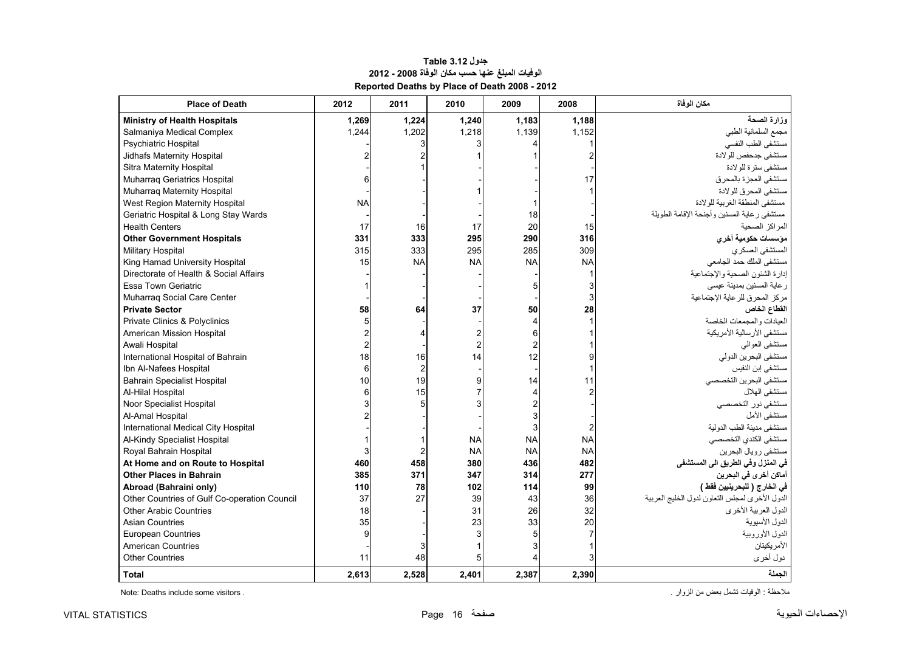**جدول Table 3.12**

**الوفيات المبلغ عنها حسب مكان الوفاة 2008 - 2012**

**Reported Deaths by Place of Death 2008 - 2012**

| Place of Death | 2012 | 2011 | 2010 | 2009 | 2008 | مكان الوفاة |
|---|---|---|---|---|---|---|
| **Ministry of Health Hospitals** | **1,269** | **1,224** | **1,240** | **1,183** | **1,188** | **وزارة الصحة** |
| Salmaniya Medical Complex | 1,244 | 1,202 | 1,218 | 1,139 | 1,152 | مجمع السلمانية الطبي |
| Psychiatric Hospital | - | 3 | 3 | 4 | 1 | مستشفى الطب النفسي |
| Jidhafs Maternity Hospital | 2 | 2 | 1 | 1 | 2 | مستشفى جدحفص للولادة |
| Sitra Maternity Hospital | - | 1 | - | - | - | مستشفى سترة للولادة |
| Muharraq Geriatrics Hospital | 6 | - | - | - | 17 | مستشفى العجزة بالمحرق |
| Muharraq Maternity Hospital | - | - | 1 | - | 1 | مستشفى المحرق للولادة |
| West Region Maternity Hospital | NA | - | - | 1 | - | مستشفى المنطقة الغربية للولادة |
| Geriatric Hospital & Long Stay Wards | - | - | - | 18 | - | مستشفى رعاية المسنين وأجنحة الإقامة الطويلة |
| Health Centers | 17 | 16 | 17 | 20 | 15 | المراكز الصحية |
| **Other Government Hospitals** | **331** | **333** | **295** | **290** | **316** | **مؤسسات حكومية أخري** |
| Military Hospital | 315 | 333 | 295 | 285 | 309 | المستشفى العسكري |
| King Hamad University Hospital | 15 | NA | NA | NA | NA | مستشفى الملك حمد الجامعي |
| Directorate of Health & Social Affairs | - | - | - | - | 1 | إدارة الشئون الصحية والإجتماعية |
| Essa Town Geriatric | 1 | - | - | 5 | 3 | رعاية المسنين بمدينة عيسى |
| Muharraq Social Care Center | - | - | - | - | 3 | مركز المحرق للرعاية الإجتماعية |
| **Private Sector** | **58** | **64** | **37** | **50** | **28** | **القطاع الخاص** |
| Private Clinics & Polyclinics | 5 | - | - | 4 | 1 | العيادات والمجمعات الخاصة |
| American Mission Hospital | 2 | 4 | 2 | 6 | 1 | مستشفى الأرسالية الأمريكية |
| Awali Hospital | 2 | - | 2 | 2 | 1 | مستشفى العوالي |
| International Hospital of Bahrain | 18 | 16 | 14 | 12 | 9 | مستشفى البحرين الدولي |
| Ibn Al-Nafees Hospital | 6 | 2 | - | - | 1 | مستشفى إبن النفيس |
| Bahrain Specialist Hospital | 10 | 19 | 9 | 14 | 11 | مستشفى البحرين التخصصي |
| Al-Hilal Hospital | 6 | 15 | 7 | 4 | 2 | مستشفى الهلال |
| Noor Specialist Hospital | 3 | 5 | 3 | 2 | - | مستشفى نور التخصصي |
| Al-Amal Hospital | 2 | - | - | 3 | - | مستشفى الأمل |
| International Medical City Hospital | - | - | - | 3 | 2 | مستشفى مدينة الطب الدولية |
| Al-Kindy Specialist Hospital | 1 | 1 | NA | NA | NA | مستشفى الكندي التخصصي |
| Royal Bahrain Hospital | 3 | 2 | NA | NA | NA | مستشفى رويال البحرين |
| **At Home and on Route to Hospital** | **460** | **458** | **380** | **436** | **482** | **في المنزل وفي الطريق الى المستشفى** |
| **Other Places in Bahrain** | **385** | **371** | **347** | **314** | **277** | **أماكن أخرى في البحرين** |
| **Abroad (Bahraini only)** | **110** | **78** | **102** | **114** | **99** | **في الخارج ( للبحرينيين فقط )** |
| Other Countries of Gulf Co-operation Council | 37 | 27 | 39 | 43 | 36 | الدول الأخرى لمجلس التعاون لدول الخليج العربية |
| Other Arabic Countries | 18 | - | 31 | 26 | 32 | الدول العربية الأخرى |
| Asian Countries | 35 | - | 23 | 33 | 20 | الدول الأسيوية |
| European Countries | 9 | - | 3 | 5 | 7 | الدول الأوروبية |
| American Countries | - | 3 | 1 | 3 | 1 | الأمريكيتان |
| Other Countries | 11 | 48 | 5 | 4 | 3 | دول أخرى |
| **Total** | **2,613** | **2,528** | **2,401** | **2,387** | **2,390** | **الجملة** |

Note: Deaths include some visitors .

ملاحظة : الوفيات تشمل بعض من الزوار .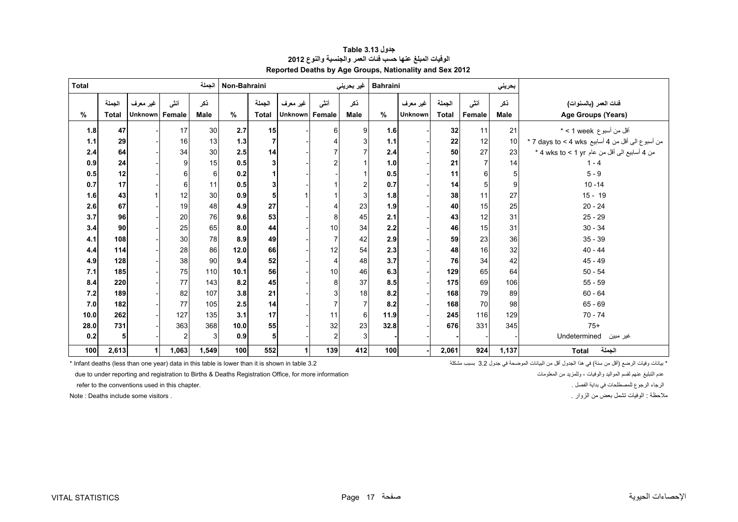**جدول Table 3.13**

**الوفيات المبلغ عنها حسب فئات العمر والجنسية والنوع 2012**

**Reported Deaths by Age Groups, Nationality and Sex 2012**

| Total | | | | الجملة | Non-Bahraini | | | | غير بحريني | Bahraini | | | | بحريني | |
|---|---|---|---|---|---|---|---|---|---|---|---|---|---|---|---|
| % | الجملة Total | غير معرف Unknown | أنثى Female | ذكر Male | % | الجملة Total | غير معرف Unknown | أنثى Female | ذكر Male | % | غير معرف Unknown | الجملة Total | أنثى Female | ذكر Male | فئات العمر (بالسنوات) Age Groups (Years) |
| 1.8 | 47 | - | 17 | 30 | 2.7 | 15 | - | 6 | 9 | 1.6 | - | 32 | 11 | 21 | أقل من أسبوع 1 week > * |
| 1.1 | 29 | - | 16 | 13 | 1.3 | 7 | - | 4 | 3 | 1.1 | - | 22 | 12 | 10 | من أسبوع الى أقل من 4 أسابيع 7 days to < 4 wks * |
| 2.4 | 64 | - | 34 | 30 | 2.5 | 14 | - | 7 | 7 | 2.4 | - | 50 | 27 | 23 | من 4 أسابيع الى أقل من عام 4 wks to < 1 yr * |
| 0.9 | 24 | - | 9 | 15 | 0.5 | 3 | - | 2 | 1 | 1.0 | - | 21 | 7 | 14 | 1 - 4 |
| 0.5 | 12 | - | 6 | 6 | 0.2 | 1 | - | - | 1 | 0.5 | - | 11 | 6 | 5 | 5 - 9 |
| 0.7 | 17 | - | 6 | 11 | 0.5 | 3 | - | 1 | 2 | 0.7 | - | 14 | 5 | 9 | 10 -14 |
| 1.6 | 43 | 1 | 12 | 30 | 0.9 | 5 | 1 | 1 | 3 | 1.8 | - | 38 | 11 | 27 | 15 - 19 |
| 2.6 | 67 | - | 19 | 48 | 4.9 | 27 | - | 4 | 23 | 1.9 | - | 40 | 15 | 25 | 20 - 24 |
| 3.7 | 96 | - | 20 | 76 | 9.6 | 53 | - | 8 | 45 | 2.1 | - | 43 | 12 | 31 | 25 - 29 |
| 3.4 | 90 | - | 25 | 65 | 8.0 | 44 | - | 10 | 34 | 2.2 | - | 46 | 15 | 31 | 30 - 34 |
| 4.1 | 108 | - | 30 | 78 | 8.9 | 49 | - | 7 | 42 | 2.9 | - | 59 | 23 | 36 | 35 - 39 |
| 4.4 | 114 | - | 28 | 86 | 12.0 | 66 | - | 12 | 54 | 2.3 | - | 48 | 16 | 32 | 40 - 44 |
| 4.9 | 128 | - | 38 | 90 | 9.4 | 52 | - | 4 | 48 | 3.7 | - | 76 | 34 | 42 | 45 - 49 |
| 7.1 | 185 | - | 75 | 110 | 10.1 | 56 | - | 10 | 46 | 6.3 | - | 129 | 65 | 64 | 50 - 54 |
| 8.4 | 220 | - | 77 | 143 | 8.2 | 45 | - | 8 | 37 | 8.5 | - | 175 | 69 | 106 | 55 - 59 |
| 7.2 | 189 | - | 82 | 107 | 3.8 | 21 | - | 3 | 18 | 8.2 | - | 168 | 79 | 89 | 60 - 64 |
| 7.0 | 182 | - | 77 | 105 | 2.5 | 14 | - | 7 | 7 | 8.2 | - | 168 | 70 | 98 | 65 - 69 |
| 10.0 | 262 | - | 127 | 135 | 3.1 | 17 | - | 11 | 6 | 11.9 | - | 245 | 116 | 129 | 70 - 74 |
| 28.0 | 731 | - | 363 | 368 | 10.0 | 55 | - | 32 | 23 | 32.8 | - | 676 | 331 | 345 | 75+ |
| 0.2 | 5 | - | 2 | 3 | 0.9 | 5 | - | 2 | 3 | - | - | - | - | - | غير مبين Undetermined |
| 100 | 2,613 | 1 | 1,063 | 1,549 | 100 | 552 | 1 | 139 | 412 | 100 | - | 2,061 | 924 | 1,137 | الجملة Total |

\* Infant deaths (less than one year) data in this table is lower than it is shown in table 3.2 due to under reporting and registration to Births & Deaths Registration Office, for more information refer to the conventions used in this chapter.

\* بيانات وفيات الرضع (أقل من سنة) في هذا الجدول أقل من البيانات الموضحة في جدول 3.2 بسبب مشكلة عدم التبليغ عنهم لقسم المواليد والوفيات ، وللمزيد من المعلومات الرجاء الرجوع للمصطلحات في بداية الفصل .

Note : Deaths include some visitors .

ملاحظة : الوفيات تشمل بعض من الزوار .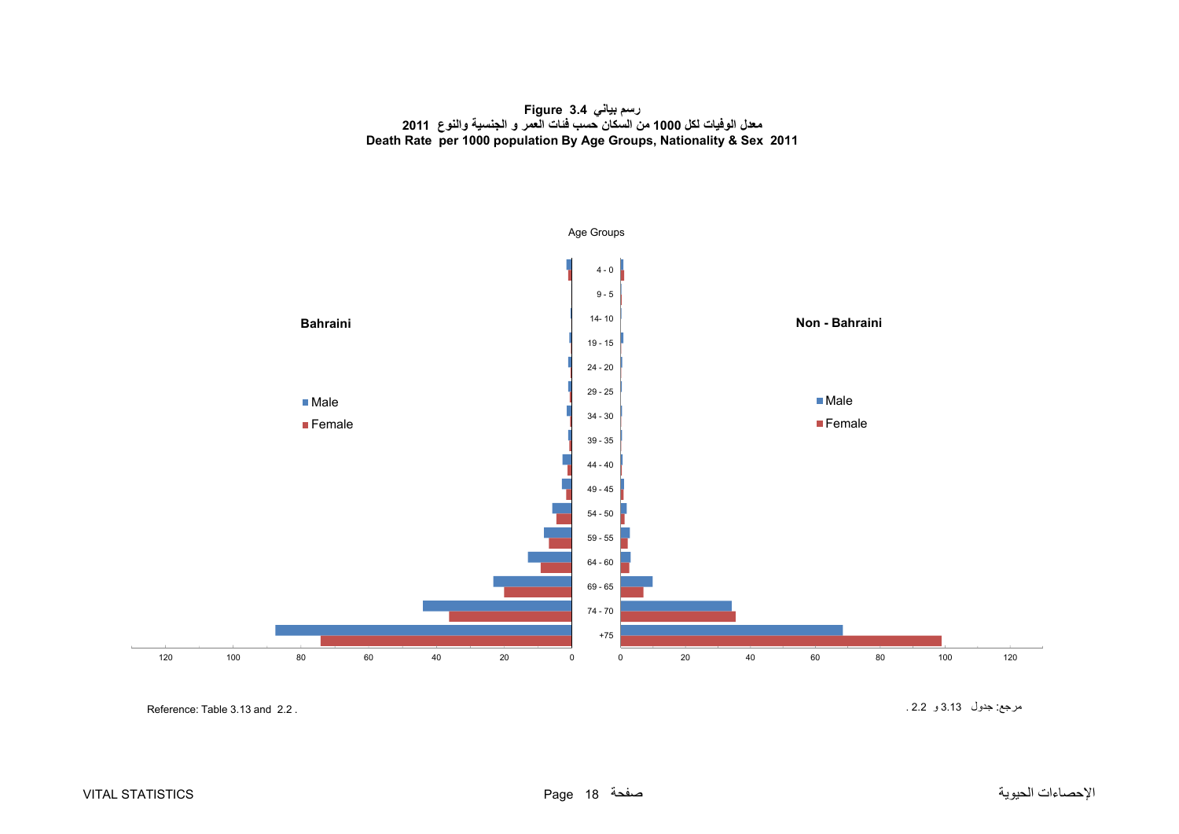**Figure 3.4 رسم بياني**

**معدل الوفيات لكل 1000 من السكان حسب فئات العمر و الجنسية والنوع 2011**

**Death Rate per 1000 population By Age Groups, Nationality & Sex 2011**

Age Groups

**Bahraini**

Male

Female

**Non - Bahraini**

Male

Female

4 - 0
9 - 5
14- 10
19 - 15
24 - 20
29 - 25
34 - 30
39 - 35
44 - 40
49 - 45
54 - 50
59 - 55
64 - 60
69 - 65
74 - 70
+75

120 100 80 60 40 20 0

0 20 40 60 80 100 120

Reference: Table 3.13 and 2.2 .

مرجع: جدول 3.13 و 2.2 .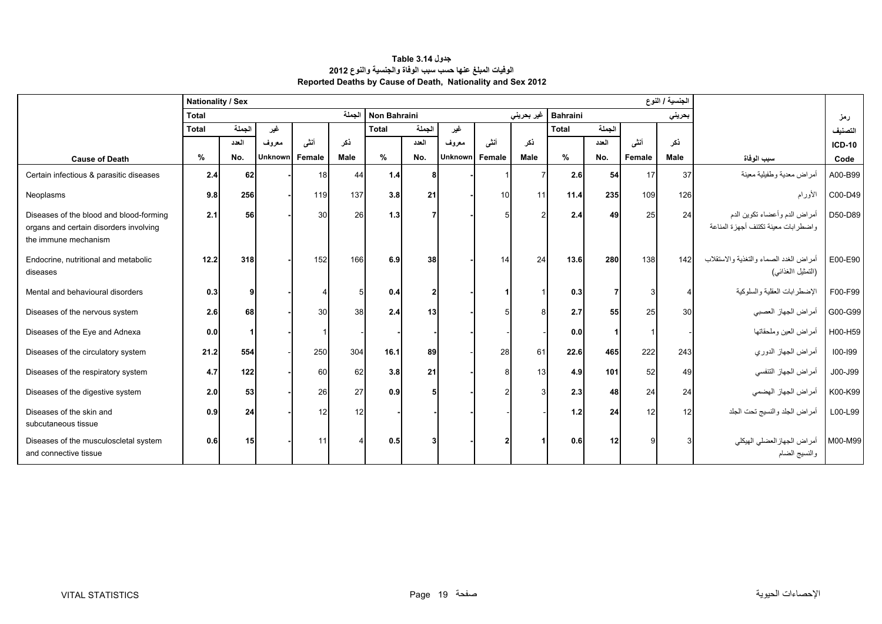**جدول 3.14 Table**

**الوفيات المبلغ عنها حسب سبب الوفاة والجنسية والنوع 2012**

**Reported Deaths by Cause of Death, Nationality and Sex 2012**

| | Nationality / Sex | | | | | | | | | | | | | | الجنسية / النوع | | |
|---|---|---|---|---|---|---|---|---|---|---|---|---|---|---|---|---|---|
| | Total | | | | الجملة | Non Bahraini | | | | غير بحريني | Bahraini | | | بحريني | | | رمز التصنيف |
| | Total الجملة | | غير معروف | | | Total الجملة | | غير معروف | | | Total الجملة | | | | | | |
| **Cause of Death** | % | العدد No. | Unknown | أنثى Female | ذكر Male | % | العدد No. | Unknown | أنثى Female | ذكر Male | % | العدد No. | أنثى Female | ذكر Male | | سبب الوفاة | ICD-10 Code |
| Certain infectious & parasitic diseases | 2.4 | 62 | - | 18 | 44 | 1.4 | 8 | - | 1 | 7 | 2.6 | 54 | 17 | 37 | | أمراض معدية وطفيلية معينة | A00-B99 |
| Neoplasms | 9.8 | 256 | - | 119 | 137 | 3.8 | 21 | - | 10 | 11 | 11.4 | 235 | 109 | 126 | | الأورام | C00-D49 |
| Diseases of the blood and blood-forming organs and certain disorders involving the immune mechanism | 2.1 | 56 | - | 30 | 26 | 1.3 | 7 | - | 5 | 2 | 2.4 | 49 | 25 | 24 | | أمراض الدم وأعضاء تكوين الدم واضطرابات معينة تكتنف أجهزة المناعة | D50-D89 |
| Endocrine, nutritional and metabolic diseases | 12.2 | 318 | - | 152 | 166 | 6.9 | 38 | - | 14 | 24 | 13.6 | 280 | 138 | 142 | | أمراض الغدد الصماء والتغذية والاستقلاب (التمثيل الغذائي) | E00-E90 |
| Mental and behavioural disorders | 0.3 | 9 | - | 4 | 5 | 0.4 | 2 | - | 1 | 1 | 0.3 | 7 | 3 | 4 | | الإضطرابات العقلية والسلوكية | F00-F99 |
| Diseases of the nervous system | 2.6 | 68 | - | 30 | 38 | 2.4 | 13 | - | 5 | 8 | 2.7 | 55 | 25 | 30 | | أمراض الجهاز العصبي | G00-G99 |
| Diseases of the Eye and Adnexa | 0.0 | 1 | - | 1 | - | - | - | - | - | - | 0.0 | 1 | 1 | - | | أمراض العين وملحقاتها | H00-H59 |
| Diseases of the circulatory system | 21.2 | 554 | - | 250 | 304 | 16.1 | 89 | - | 28 | 61 | 22.6 | 465 | 222 | 243 | | أمراض الجهاز الدوري | I00-I99 |
| Diseases of the respiratory system | 4.7 | 122 | - | 60 | 62 | 3.8 | 21 | - | 8 | 13 | 4.9 | 101 | 52 | 49 | | أمراض الجهاز التنفسي | J00-J99 |
| Diseases of the digestive system | 2.0 | 53 | - | 26 | 27 | 0.9 | 5 | - | 2 | 3 | 2.3 | 48 | 24 | 24 | | أمراض الجهاز الهضمي | K00-K99 |
| Diseases of the skin and subcutaneous tissue | 0.9 | 24 | - | 12 | 12 | - | - | - | - | - | 1.2 | 24 | 12 | 12 | | أمراض الجلد والنسيج تحت الجلد | L00-L99 |
| Diseases of the musculoscletal system and connective tissue | 0.6 | 15 | - | 11 | 4 | 0.5 | 3 | - | 2 | 1 | 0.6 | 12 | 9 | 3 | | أمراض الجهازالعضلي الهيكلي والنسيج الضام | M00-M99 |

VITAL STATISTICS الإحصاءات الحيوية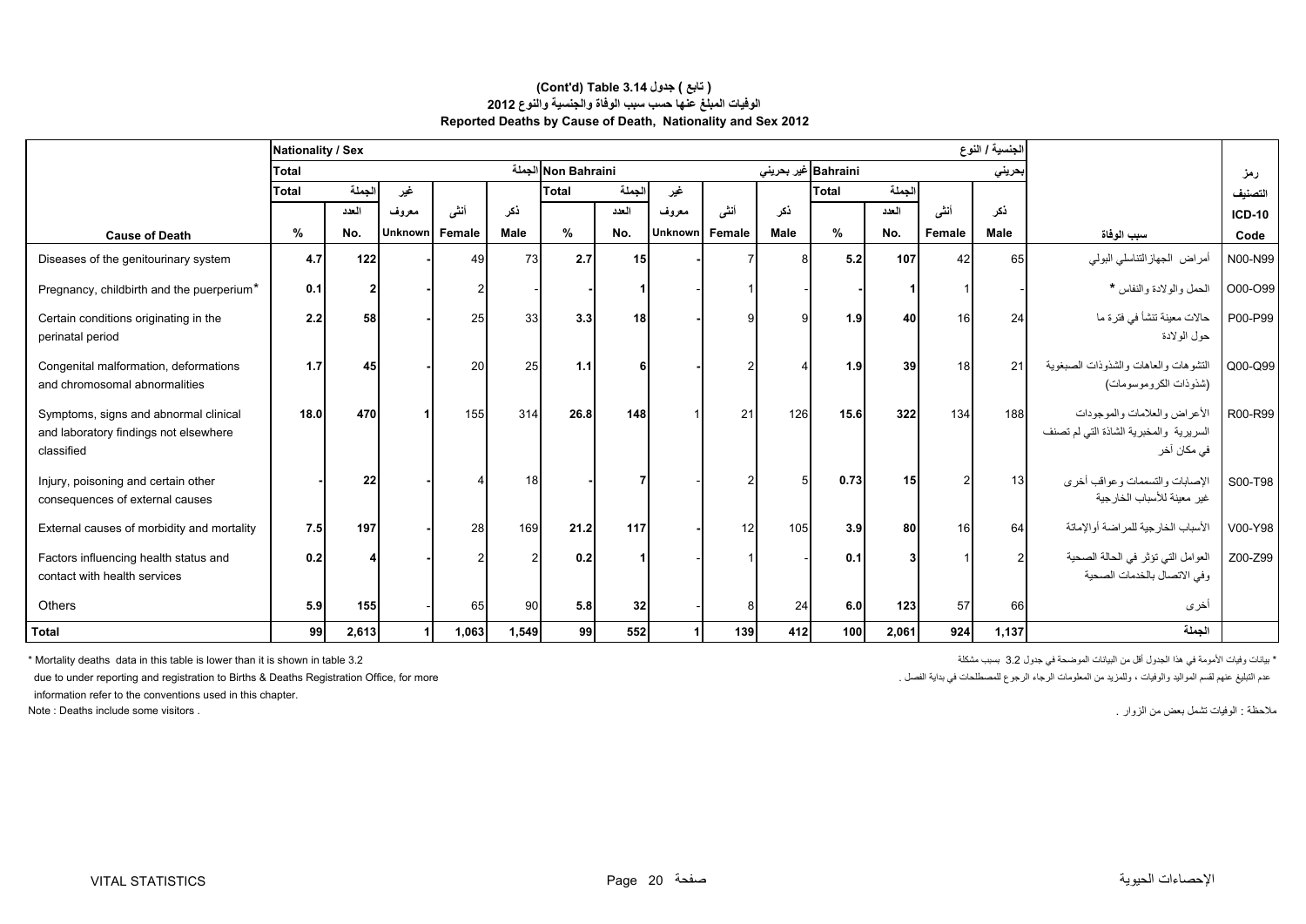# (Cont'd) Table 3.14 جدول ( تابع )
## الوفيات المبلغ عنها حسب سبب الوفاة والجنسية والنوع 2012
## Reported Deaths by Cause of Death, Nationality and Sex 2012

| Cause of Death | Total % | الجملة العدد No. | غير معروف Unknown | أنثى Female | ذكر Male | Non Bahraini الجملة Total % | الجملة العدد No. | غير معروف Unknown | أنثى Female | ذكر Male | Bahraini غير بحريني Total % | الجملة العدد No. | أنثى Female | بحريني ذكر Male | سبب الوفاة | رمز التصنيف ICD-10 Code |
|---|---|---|---|---|---|---|---|---|---|---|---|---|---|---|---|---|
| Diseases of the genitourinary system | 4.7 | 122 | - | 49 | 73 | 2.7 | 15 | - | 7 | 8 | 5.2 | 107 | 42 | 65 | أمراض الجهاز التناسلي البولي | N00-N99 |
| Pregnancy, childbirth and the puerperium* | 0.1 | 2 | - | 2 | - | - | 1 | - | 1 | - | - | 1 | 1 | - | الحمل والولادة والنفاس * | O00-O99 |
| Certain conditions originating in the perinatal period | 2.2 | 58 | - | 25 | 33 | 3.3 | 18 | - | 9 | 9 | 1.9 | 40 | 16 | 24 | حالات معينة تنشأ في فترة ما حول الولادة | P00-P99 |
| Congenital malformation, deformations and chromosomal abnormalities | 1.7 | 45 | - | 20 | 25 | 1.1 | 6 | - | 2 | 4 | 1.9 | 39 | 18 | 21 | التشوهات والعاهات والشذوذات الصبغوية (شذوذات الكروموسومات) | Q00-Q99 |
| Symptoms, signs and abnormal clinical and laboratory findings not elsewhere classified | 18.0 | 470 | 1 | 155 | 314 | 26.8 | 148 | 1 | 21 | 126 | 15.6 | 322 | 134 | 188 | الأعراض والعلامات والموجودات السريرية والمخبرية الشاذة التي لم تصنف في مكان آخر | R00-R99 |
| Injury, poisoning and certain other consequences of external causes | - | 22 | - | 4 | 18 | - | 7 | - | 2 | 5 | 0.73 | 15 | 2 | 13 | الإصابات والتسممات وعواقب أخرى غير معينة للأسباب الخارجية | S00-T98 |
| External causes of morbidity and mortality | 7.5 | 197 | - | 28 | 169 | 21.2 | 117 | - | 12 | 105 | 3.9 | 80 | 16 | 64 | الأسباب الخارجية للمراضة أوالإماتة | V00-Y98 |
| Factors influencing health status and contact with health services | 0.2 | 4 | - | 2 | 2 | 0.2 | 1 | - | 1 | - | 0.1 | 3 | 1 | 2 | العوامل التي تؤثر في الحالة الصحية وفي الاتصال بالخدمات الصحية | Z00-Z99 |
| Others | 5.9 | 155 | - | 65 | 90 | 5.8 | 32 | - | 8 | 24 | 6.0 | 123 | 57 | 66 | أخرى | |
| **Total** | 99 | 2,613 | 1 | 1,063 | 1,549 | 99 | 552 | 1 | 139 | 412 | 100 | 2,061 | 924 | 1,137 | الجملة | |

\* Mortality deaths data in this table is lower than it is shown in table 3.2 due to under reporting and registration to Births & Deaths Registration Office, for more information refer to the conventions used in this chapter.

\* بيانات وفيات الأمومة في هذا الجدول أقل من البيانات الموضحة في جدول 3.2 بسبب مشكلة عدم التبليغ عنهم لقسم المواليد والوفيات ، وللمزيد من المعلومات الرجاء الرجوع للمصطلحات في بداية الفصل .

Note : Deaths include some visitors .

ملاحظة : الوفيات تشمل بعض من الزوار .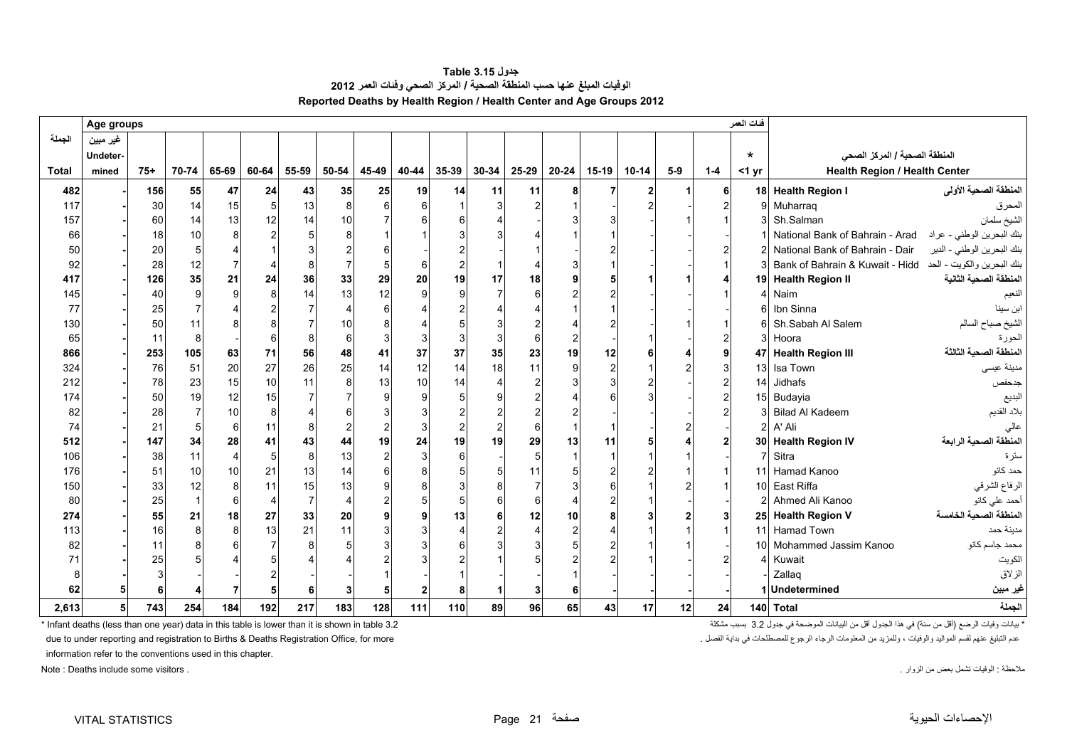**جدول 3.15 Table**

**الوفيات المبلغ عنها حسب المنطقة الصحية / المركز الصحي وفئات العمر 2012**

**Reported Deaths by Health Region / Health Center and Age Groups 2012**

| الجملة Total | غير مبين Undetermined | 75+ | 70-74 | 65-69 | 60-64 | 55-59 | 50-54 | 45-49 | 40-44 | 35-39 | 30-34 | 25-29 | 20-24 | 15-19 | 10-14 | 5-9 | 1-4 | * <1 yr | Health Region / Health Center | المنطقة الصحية / المركز الصحي |
|---|---|---|---|---|---|---|---|---|---|---|---|---|---|---|---|---|---|---|---|---|
| **482** | **-** | **156** | **55** | **47** | **24** | **43** | **35** | **25** | **19** | **14** | **11** | **11** | **8** | **7** | **2** | **1** | **6** | **18** | **Health Region I** | **المنطقة الصحية الأولى** |
| 117 | - | 30 | 14 | 15 | 5 | 13 | 8 | 6 | 6 | 1 | 3 | 2 | 1 | - | 2 | - | 2 | 9 | Muharraq | المحرق |
| 157 | - | 60 | 14 | 13 | 12 | 14 | 10 | 7 | 6 | 6 | 4 | - | 3 | 3 | - | 1 | 1 | 3 | Sh.Salman | الشيخ سلمان |
| 66 | - | 18 | 10 | 8 | 2 | 5 | 8 | 1 | 1 | 3 | 3 | 4 | 1 | 1 | - | - | - | 1 | National Bank of Bahrain - Arad | بنك البحرين الوطني - عراد |
| 50 | - | 20 | 5 | 4 | 1 | 3 | 2 | 6 | - | 2 | - | 1 | - | 2 | - | - | 2 | 2 | National Bank of Bahrain - Dair | بنك البحرين الوطني - الدير |
| 92 | - | 28 | 12 | 7 | 4 | 8 | 7 | 5 | 6 | 2 | 1 | 4 | 3 | 1 | - | - | 1 | 3 | Bank of Bahrain & Kuwait - Hidd | بنك البحرين والكويت - الحد |
| **417** | **-** | **126** | **35** | **21** | **24** | **36** | **33** | **29** | **20** | **19** | **17** | **18** | **9** | **5** | **1** | **1** | **4** | **19** | **Health Region II** | **المنطقة الصحية الثانية** |
| 145 | - | 40 | 9 | 9 | 8 | 14 | 13 | 12 | 9 | 9 | 7 | 6 | 2 | 2 | - | - | 1 | 4 | Naim | النعيم |
| 77 | - | 25 | 7 | 4 | 2 | 7 | 4 | 6 | 4 | 2 | 4 | 4 | 1 | 1 | - | - | - | 6 | Ibn Sinna | ابن سينا |
| 130 | - | 50 | 11 | 8 | 8 | 7 | 10 | 8 | 4 | 5 | 3 | 2 | 4 | 2 | - | 1 | 1 | 6 | Sh.Sabah Al Salem | الشيخ صباح السالم |
| 65 | - | 11 | 8 | - | 6 | 8 | 6 | 3 | 3 | 3 | 3 | 6 | 2 | - | 1 | - | 2 | 3 | Hoora | الحورة |
| **866** | **-** | **253** | **105** | **63** | **71** | **56** | **48** | **41** | **37** | **37** | **35** | **23** | **19** | **12** | **6** | **4** | **9** | **47** | **Health Region III** | **المنطقة الصحية الثالثة** |
| 324 | - | 76 | 51 | 20 | 27 | 26 | 25 | 14 | 12 | 14 | 18 | 11 | 9 | 2 | 1 | 2 | 3 | 13 | Isa Town | مدينة عيسى |
| 212 | - | 78 | 23 | 15 | 10 | 11 | 8 | 13 | 10 | 14 | 4 | 2 | 3 | 3 | 2 | - | 2 | 14 | Jidhafs | جدحفص |
| 174 | - | 50 | 19 | 12 | 15 | 7 | 7 | 9 | 9 | 5 | 9 | 2 | 4 | 6 | 3 | - | 2 | 15 | Budayia | البديع |
| 82 | - | 28 | 7 | 10 | 8 | 4 | 6 | 3 | 3 | 2 | 2 | 2 | 2 | - | - | - | 2 | 3 | Bilad Al Kadeem | بلاد القديم |
| 74 | - | 21 | 5 | 6 | 11 | 8 | 2 | 2 | 3 | 2 | 2 | 6 | 1 | 1 | - | 2 | - | 2 | A' Ali | عالي |
| **512** | **-** | **147** | **34** | **28** | **41** | **43** | **44** | **19** | **24** | **19** | **19** | **29** | **13** | **11** | **5** | **4** | **2** | **30** | **Health Region IV** | **المنطقة الصحية الرابعة** |
| 106 | - | 38 | 11 | 4 | 5 | 8 | 13 | 2 | 3 | 6 | - | 5 | 1 | 1 | 1 | 1 | - | 7 | Sitra | سترة |
| 176 | - | 51 | 10 | 10 | 21 | 13 | 14 | 6 | 8 | 5 | 5 | 11 | 5 | 2 | 2 | 1 | 1 | 11 | Hamad Kanoo | حمد كانو |
| 150 | - | 33 | 12 | 8 | 11 | 15 | 13 | 9 | 8 | 3 | 8 | 7 | 3 | 6 | 1 | 2 | 1 | 10 | East Riffa | الرفاع الشرقي |
| 80 | - | 25 | 1 | 6 | 4 | 7 | 4 | 2 | 5 | 5 | 6 | 6 | 4 | 2 | 1 | - | - | 2 | Ahmed Ali Kanoo | أحمد علي كانو |
| **274** | **-** | **55** | **21** | **18** | **27** | **33** | **20** | **9** | **9** | **13** | **6** | **12** | **10** | **8** | **3** | **2** | **3** | **25** | **Health Region V** | **المنطقة الصحية الخامسة** |
| 113 | - | 16 | 8 | 8 | 13 | 21 | 11 | 3 | 3 | 4 | 2 | 4 | 2 | 4 | 1 | 1 | 1 | 11 | Hamad Town | مدينة حمد |
| 82 | - | 11 | 8 | 6 | 7 | 8 | 5 | 3 | 3 | 6 | 3 | 3 | 5 | 2 | 1 | 1 | - | 10 | Mohammed Jassim Kanoo | محمد جاسم كانو |
| 71 | - | 25 | 5 | 4 | 5 | 4 | 4 | 2 | 3 | 2 | 1 | 5 | 2 | 2 | 1 | - | 2 | 4 | Kuwait | الكويت |
| 8 | - | 3 | - | - | 2 | - | - | 1 | - | 1 | - | - | 1 | - | - | - | - | - | Zallaq | الزلاق |
| **62** | **5** | **6** | **4** | **7** | **5** | **6** | **3** | **5** | **2** | **8** | **1** | **3** | **6** | **-** | **-** | **-** | **-** | **1** | **Undetermined** | **غير مبين** |
| **2,613** | **5** | **743** | **254** | **184** | **192** | **217** | **183** | **128** | **111** | **110** | **89** | **96** | **65** | **43** | **17** | **12** | **24** | **140** | **Total** | **الجملة** |

* Infant deaths (less than one year) data in this table is lower than it is shown in table 3.2 due to under reporting and registration to Births & Deaths Registration Office, for more information refer to the conventions used in this chapter.

* بيانات وفيات الرضع (أقل من سنة) في هذا الجدول أقل من البيانات الموضحة في جدول 3.2 بسبب مشكلة عدم التبليغ عنهم لقسم المواليد والوفيات ، وللمزيد من المعلومات الرجاء الرجوع للمصطلحات في بداية الفصل .

Note : Deaths include some visitors .

ملاحظة : الوفيات تشمل بعض من الزوار .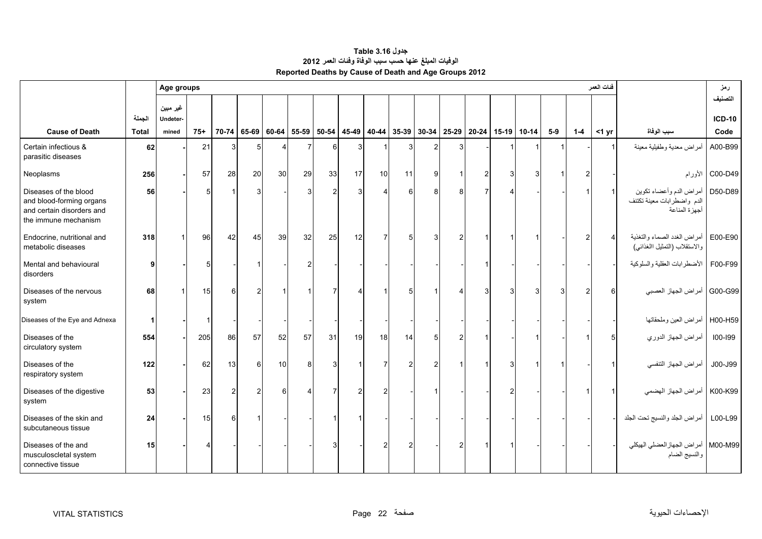**جدول Table 3.16**

**الوفيات المبلغ عنها حسب سبب الوفاة وفئات العمر 2012**

**Reported Deaths by Cause of Death and Age Groups 2012**

| | | Age groups | | | | | | | | | | | | | | | | | فئات العمر | | رمز التصنيف |
|---|---|---|---|---|---|---|---|---|---|---|---|---|---|---|---|---|---|---|---|---|---|
| **Cause of Death** | الجملة **Total** | غير مبين Undeter-mined | 75+ | 70-74 | 65-69 | 60-64 | 55-59 | 50-54 | 45-49 | 40-44 | 35-39 | 30-34 | 25-29 | 20-24 | 15-19 | 10-14 | 5-9 | 1-4 | <1 yr | سبب الوفاة | **ICD-10 Code** |
| Certain infectious & parasitic diseases | **62** | - | 21 | 3 | 5 | 4 | 7 | 6 | 3 | 1 | 3 | 2 | 3 | - | 1 | 1 | 1 | - | 1 | أمراض معدية وطفيلية معينة | A00-B99 |
| Neoplasms | **256** | - | 57 | 28 | 20 | 30 | 29 | 33 | 17 | 10 | 11 | 9 | 1 | 2 | 3 | 3 | 1 | 2 | - | الأورام | C00-D49 |
| Diseases of the blood and blood-forming organs and certain disorders and the immune mechanism | **56** | - | 5 | 1 | 3 | - | 3 | 2 | 3 | 4 | 6 | 8 | 8 | 7 | 4 | - | - | 1 | 1 | أمراض الدم وأعضاء تكوين الدم واضطرابات معينة تكتنف أجهزة المناعة | D50-D89 |
| Endocrine, nutritional and metabolic diseases | **318** | 1 | 96 | 42 | 45 | 39 | 32 | 25 | 12 | 7 | 5 | 3 | 2 | 1 | 1 | 1 | - | 2 | 4 | أمراض الغدد الصماء والتغذية والاستقلاب (التمثيل الغذائي) | E00-E90 |
| Mental and behavioural disorders | **9** | - | 5 | - | 1 | - | 2 | - | - | - | - | - | - | 1 | - | - | - | - | - | الأضطرابات العقلية والسلوكية | F00-F99 |
| Diseases of the nervous system | **68** | 1 | 15 | 6 | 2 | 1 | 1 | 7 | 4 | 1 | 5 | 1 | 4 | 3 | 3 | 3 | 3 | 2 | 6 | أمراض الجهاز العصبي | G00-G99 |
| Diseases of the Eye and Adnexa | **1** | - | 1 | - | - | - | - | - | - | - | - | - | - | - | - | - | - | - | - | أمراض العين وملحقاتها | H00-H59 |
| Diseases of the circulatory system | **554** | - | 205 | 86 | 57 | 52 | 57 | 31 | 19 | 18 | 14 | 5 | 2 | 1 | - | 1 | - | 1 | 5 | أمراض الجهاز الدوري | I00-I99 |
| Diseases of the respiratory system | **122** | - | 62 | 13 | 6 | 10 | 8 | 3 | 1 | 7 | 2 | 2 | 1 | 1 | 3 | 1 | 1 | - | 1 | أمراض الجهاز التنفسي | J00-J99 |
| Diseases of the digestive system | **53** | - | 23 | 2 | 2 | 6 | 4 | 7 | 2 | 2 | - | 1 | - | - | 2 | - | - | 1 | 1 | أمراض الجهاز الهضمي | K00-K99 |
| Diseases of the skin and subcutaneous tissue | **24** | - | 15 | 6 | 1 | - | - | 1 | 1 | - | - | - | - | - | - | - | - | - | - | أمراض الجلد والنسيج تحت الجلد | L00-L99 |
| Diseases of the and musculoscletal system connective tissue | **15** | - | 4 | - | - | - | - | 3 | - | 2 | 2 | - | 2 | 1 | 1 | - | - | - | - | أمراض الجهازالعضلي الهيكلي والنسيج الضام | M00-M99 |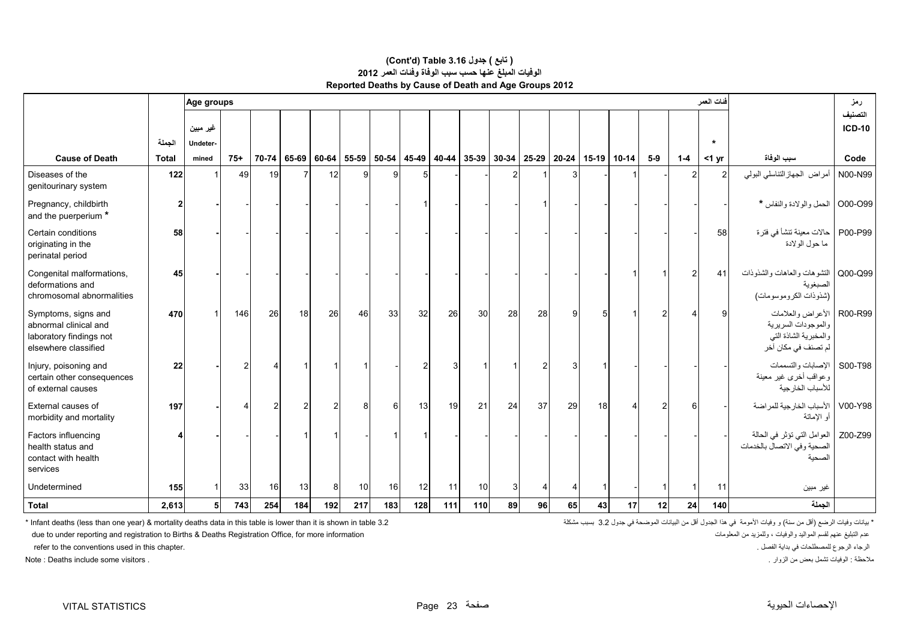**(تابع ) جدول 3.16 (Cont'd) Table**

**الوفيات المبلغ عنها حسب سبب الوفاة وفئات العمر 2012**

**Reported Deaths by Cause of Death and Age Groups 2012**

| Cause of Death | الجملة Total | غير مبين Undeter-mined | 75+ | 70-74 | 65-69 | 60-64 | 55-59 | 50-54 | 45-49 | 40-44 | 35-39 | 30-34 | 25-29 | 20-24 | 15-19 | 10-14 | 5-9 | 1-4 | * <1 yr | سبب الوفاة | رمز التصنيف ICD-10 Code |
|---|---|---|---|---|---|---|---|---|---|---|---|---|---|---|---|---|---|---|---|---|---|
| | | Age groups فئات العمر | | | | | | | | | | | | | | | | | | | |
| Diseases of the genitourinary system | 122 | 1 | 49 | 19 | 7 | 12 | 9 | 9 | 5 | - | - | - | 2 | 1 | 3 | - | 1 | - | 2 | 2 | أمراض الجهازالتناسلي البولي | N00-N99 |
| Pregnancy, childbirth and the puerperium * | 2 | - | - | - | - | - | - | - | 1 | - | - | - | 1 | - | - | - | - | - | - | الحمل والولادة والنفاس * | O00-O99 |
| Certain conditions originating in the perinatal period | 58 | - | - | - | - | - | - | - | - | - | - | - | - | - | - | - | - | - | 58 | حالات معينة تنشأ في فترة ما حول الولادة | P00-P99 |
| Congenital malformations, deformations and chromosomal abnormalities | 45 | - | - | - | - | - | - | - | - | - | - | - | - | - | - | 1 | 1 | 2 | 41 | التشوهات والعاهات والشذوذات الصبغوية (شذوذات الكروموسومات) | Q00-Q99 |
| Symptoms, signs and abnormal clinical and laboratory findings not elsewhere classified | 470 | 1 | 146 | 26 | 18 | 26 | 46 | 33 | 32 | 26 | 30 | 28 | 28 | 9 | 5 | 1 | 2 | 4 | 9 | الأعراض والعلامات والموجودات السريرية والمخبرية الشاذة التي لم تصنف في مكان آخر | R00-R99 |
| Injury, poisoning and certain other consequences of external causes | 22 | - | 2 | 4 | 1 | 1 | 1 | - | 2 | 3 | 1 | 1 | 2 | 3 | 1 | - | - | - | - | الإصابات والتسممات وعواقب أخرى غير معينة للأسباب الخارجية | S00-T98 |
| External causes of morbidity and mortality | 197 | - | 4 | 2 | 2 | 2 | 8 | 6 | 13 | 19 | 21 | 24 | 37 | 29 | 18 | 4 | 2 | 6 | - | الأسباب الخارجية للمراضة أو الإماتة | V00-Y98 |
| Factors influencing health status and contact with health services | 4 | - | - | - | 1 | 1 | - | 1 | 1 | - | - | - | - | - | - | - | - | - | - | العوامل التي تؤثر في الحالة الصحية وفي الاتصال بالخدمات الصحية | Z00-Z99 |
| Undetermined | 155 | 1 | 33 | 16 | 13 | 8 | 10 | 16 | 12 | 11 | 10 | 3 | 4 | 4 | 1 | - | 1 | 1 | 11 | غير مبين | |
| **Total** | **2,613** | **5** | **743** | **254** | **184** | **192** | **217** | **183** | **128** | **111** | **110** | **89** | **96** | **65** | **43** | **17** | **12** | **24** | **140** | **الجملة** | |

* Infant deaths (less than one year) & mortality deaths data in this table is lower than it is shown in table 3.2 due to under reporting and registration to Births & Deaths Registration Office, for more information refer to the conventions used in this chapter.

* بيانات وفيات الرضع (أقل من سنة) و وفيات الأمومة في هذا الجدول أقل من البيانات الموضحة في جدول 3.2 بسبب مشكلة عدم التبليغ عنهم لقسم المواليد والوفيات ، وللمزيد من المعلومات الرجاء الرجوع للمصطلحات في بداية الفصل .

Note : Deaths include some visitors .

ملاحظة : الوفيات تشمل بعض من الزوار .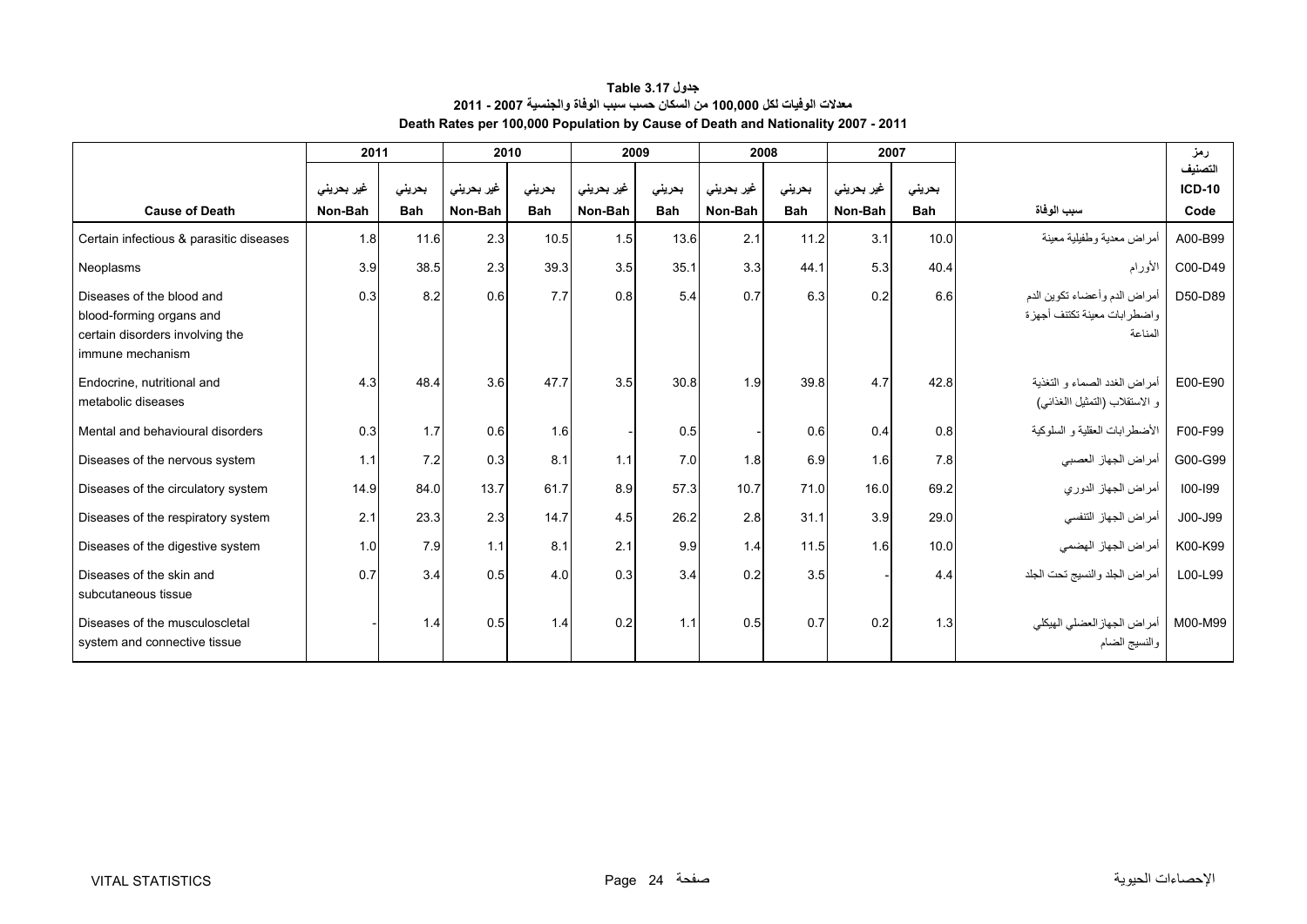**جدول Table 3.17**

**معدلات الوفيات لكل 100,000 من السكان حسب سبب الوفاة والجنسية 2007 - 2011**

**Death Rates per 100,000 Population by Cause of Death and Nationality 2007 - 2011**

| | 2011 | | 2010 | | 2009 | | 2008 | | 2007 | | | رمز التصنيف |
|---|---|---|---|---|---|---|---|---|---|---|---|---|
| | غير بحريني | بحريني | غير بحريني | بحريني | غير بحريني | بحريني | غير بحريني | بحريني | غير بحريني | بحريني | | ICD-10 |
| **Cause of Death** | **Non-Bah** | **Bah** | **Non-Bah** | **Bah** | **Non-Bah** | **Bah** | **Non-Bah** | **Bah** | **Non-Bah** | **Bah** | **سبب الوفاة** | **Code** |
| Certain infectious & parasitic diseases | 1.8 | 11.6 | 2.3 | 10.5 | 1.5 | 13.6 | 2.1 | 11.2 | 3.1 | 10.0 | أمراض معدية وطفيلية معينة | A00-B99 |
| Neoplasms | 3.9 | 38.5 | 2.3 | 39.3 | 3.5 | 35.1 | 3.3 | 44.1 | 5.3 | 40.4 | الأورام | C00-D49 |
| Diseases of the blood and blood-forming organs and certain disorders involving the immune mechanism | 0.3 | 8.2 | 0.6 | 7.7 | 0.8 | 5.4 | 0.7 | 6.3 | 0.2 | 6.6 | أمراض الدم وأعضاء تكوين الدم واضطرابات معينة تكتنف أجهزة المناعة | D50-D89 |
| Endocrine, nutritional and metabolic diseases | 4.3 | 48.4 | 3.6 | 47.7 | 3.5 | 30.8 | 1.9 | 39.8 | 4.7 | 42.8 | أمراض الغدد الصماء و التغذية و الاستقلاب (التمثيل الغذائي) | E00-E90 |
| Mental and behavioural disorders | 0.3 | 1.7 | 0.6 | 1.6 | - | 0.5 | - | 0.6 | 0.4 | 0.8 | الأضطرابات العقلية و السلوكية | F00-F99 |
| Diseases of the nervous system | 1.1 | 7.2 | 0.3 | 8.1 | 1.1 | 7.0 | 1.8 | 6.9 | 1.6 | 7.8 | أمراض الجهاز العصبي | G00-G99 |
| Diseases of the circulatory system | 14.9 | 84.0 | 13.7 | 61.7 | 8.9 | 57.3 | 10.7 | 71.0 | 16.0 | 69.2 | أمراض الجهاز الدوري | I00-I99 |
| Diseases of the respiratory system | 2.1 | 23.3 | 2.3 | 14.7 | 4.5 | 26.2 | 2.8 | 31.1 | 3.9 | 29.0 | أمراض الجهاز التنفسي | J00-J99 |
| Diseases of the digestive system | 1.0 | 7.9 | 1.1 | 8.1 | 2.1 | 9.9 | 1.4 | 11.5 | 1.6 | 10.0 | أمراض الجهاز الهضمي | K00-K99 |
| Diseases of the skin and subcutaneous tissue | 0.7 | 3.4 | 0.5 | 4.0 | 0.3 | 3.4 | 0.2 | 3.5 | - | 4.4 | أمراض الجلد والنسيج تحت الجلد | L00-L99 |
| Diseases of the musculoscletal system and connective tissue | - | 1.4 | 0.5 | 1.4 | 0.2 | 1.1 | 0.5 | 0.7 | 0.2 | 1.3 | أمراض الجهازالعضلي الهيكلي والنسيج الضام | M00-M99 |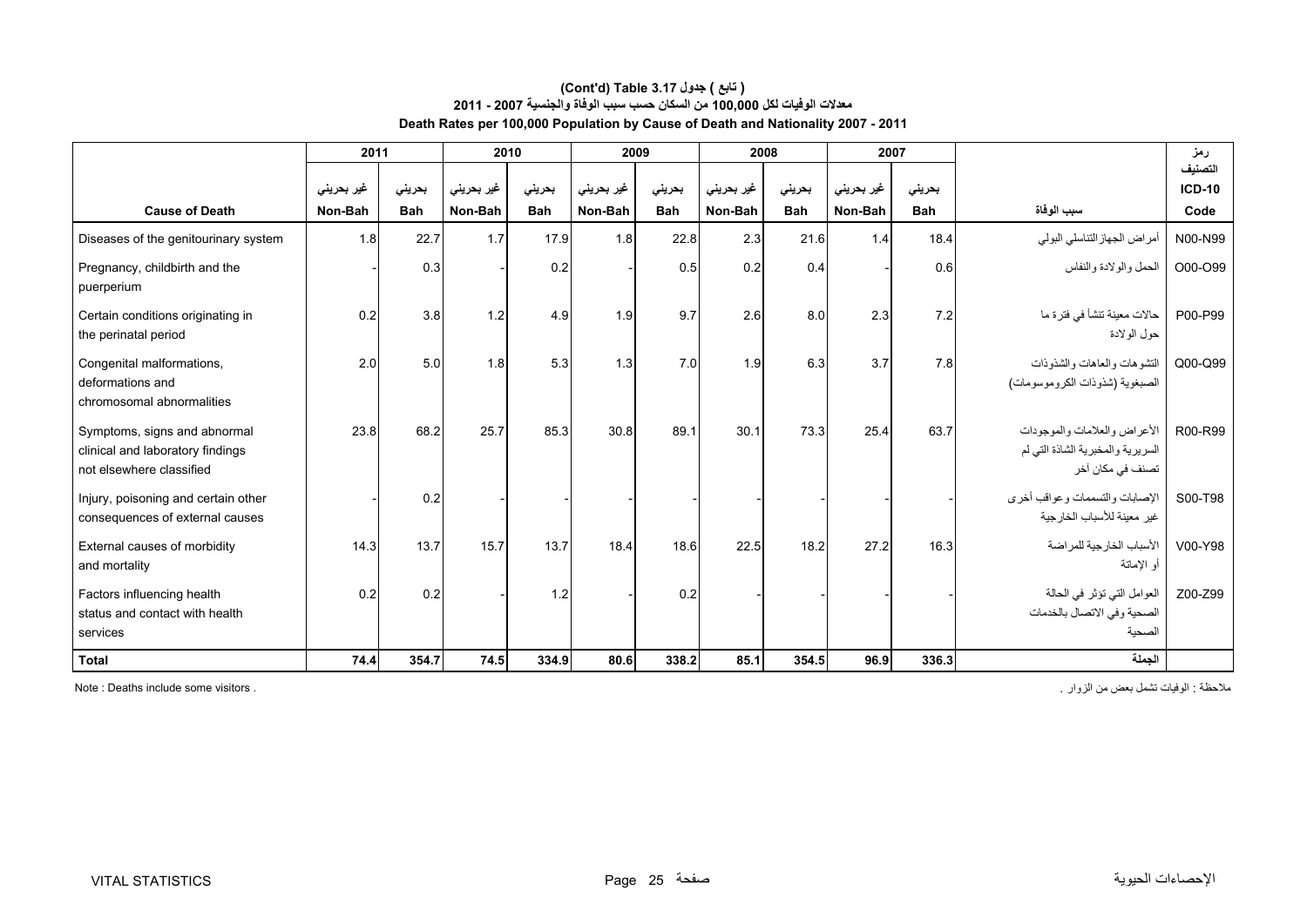**(Cont'd) Table 3.17 جدول ( تابع )**

**معدلات الوفيات لكل 100,000 من السكان حسب سبب الوفاة والجنسية 2007 - 2011**

**Death Rates per 100,000 Population by Cause of Death and Nationality 2007 - 2011**

| | 2011 | | 2010 | | 2009 | | 2008 | | 2007 | | | رمز التصنيف |
|---|---|---|---|---|---|---|---|---|---|---|---|---|
| | غير بحريني | بحريني | غير بحريني | بحريني | غير بحريني | بحريني | غير بحريني | بحريني | غير بحريني | بحريني | | ICD-10 |
| **Cause of Death** | **Non-Bah** | **Bah** | **Non-Bah** | **Bah** | **Non-Bah** | **Bah** | **Non-Bah** | **Bah** | **Non-Bah** | **Bah** | **سبب الوفاة** | **Code** |
| Diseases of the genitourinary system | 1.8 | 22.7 | 1.7 | 17.9 | 1.8 | 22.8 | 2.3 | 21.6 | 1.4 | 18.4 | أمراض الجهازالتناسلي البولي | N00-N99 |
| Pregnancy, childbirth and the puerperium | - | 0.3 | - | 0.2 | - | 0.5 | 0.2 | 0.4 | - | 0.6 | الحمل والولادة والنفاس | O00-O99 |
| Certain conditions originating in the perinatal period | 0.2 | 3.8 | 1.2 | 4.9 | 1.9 | 9.7 | 2.6 | 8.0 | 2.3 | 7.2 | حالات معينة تنشأ في فترة ما حول الولادة | P00-P99 |
| Congenital malformations, deformations and chromosomal abnormalities | 2.0 | 5.0 | 1.8 | 5.3 | 1.3 | 7.0 | 1.9 | 6.3 | 3.7 | 7.8 | التشوهات والعاهات والشذوذات الصبغوية (شذوذات الكروموسومات) | Q00-Q99 |
| Symptoms, signs and abnormal clinical and laboratory findings not elsewhere classified | 23.8 | 68.2 | 25.7 | 85.3 | 30.8 | 89.1 | 30.1 | 73.3 | 25.4 | 63.7 | الأعراض والعلامات والموجودات السريرية والمخبرية الشاذة التي لم تصنف في مكان آخر | R00-R99 |
| Injury, poisoning and certain other consequences of external causes | - | 0.2 | - | - | - | - | - | - | - | - | الإصابات والتسممات وعواقب أخرى غير معينة للأسباب الخارجية | S00-T98 |
| External causes of morbidity and mortality | 14.3 | 13.7 | 15.7 | 13.7 | 18.4 | 18.6 | 22.5 | 18.2 | 27.2 | 16.3 | الأسباب الخارجية للمراضة أو الإماتة | V00-Y98 |
| Factors influencing health status and contact with health services | 0.2 | 0.2 | - | 1.2 | - | 0.2 | - | - | - | - | العوامل التي تؤثر في الحالة الصحية وفي الاتصال بالخدمات الصحية | Z00-Z99 |
| **Total** | **74.4** | **354.7** | **74.5** | **334.9** | **80.6** | **338.2** | **85.1** | **354.5** | **96.9** | **336.3** | **الجملة** | |

Note : Deaths include some visitors .

ملاحظة : الوفيات تشمل بعض من الزوار .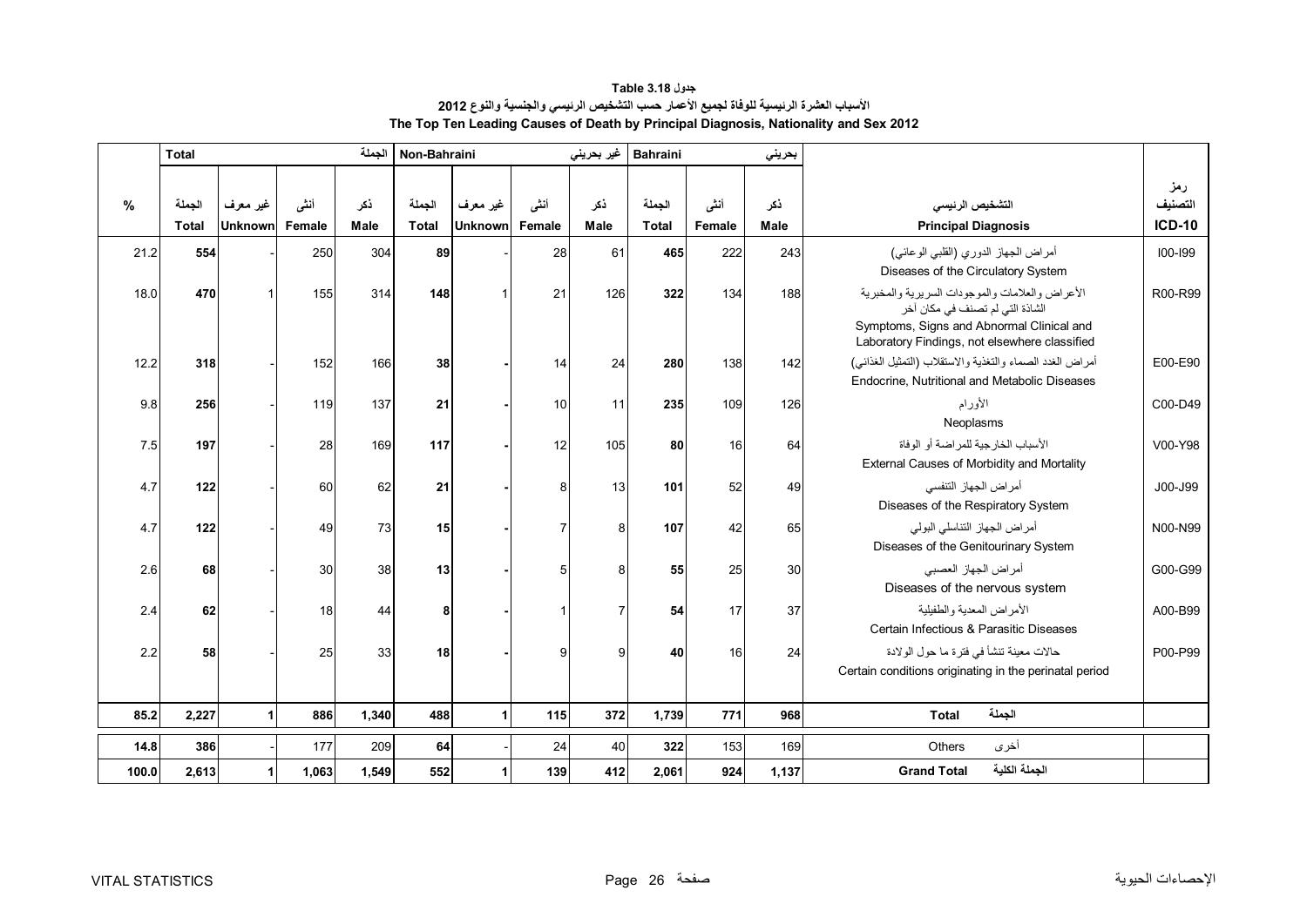**جدول Table 3.18**

**الأسباب العشرة الرئيسية للوفاة لجميع الأعمار حسب التشخيص الرئيسي والجنسية والنوع 2012**

**The Top Ten Leading Causes of Death by Principal Diagnosis, Nationality and Sex 2012**

| | Total | | | الجملة | Non-Bahraini | | | غير بحريني | Bahraini | | بحريني | | |
|---|---|---|---|---|---|---|---|---|---|---|---|---|---|
| % | الجملة Total | غير معرف Unknown | أنثى Female | ذكر Male | الجملة Total | غير معرف Unknown | أنثى Female | ذكر Male | الجملة Total | أنثى Female | ذكر Male | التشخيص الرئيسي Principal Diagnosis | رمز التصنيف ICD-10 |
| 21.2 | 554 | - | 250 | 304 | 89 | - | 28 | 61 | 465 | 222 | 243 | أمراض الجهاز الدوري (القلبي الوعائي) Diseases of the Circulatory System | I00-I99 |
| 18.0 | 470 | 1 | 155 | 314 | 148 | 1 | 21 | 126 | 322 | 134 | 188 | الأعراض والعلامات والموجودات السريرية والمخبرية الشاذة التي لم تصنف في مكان آخر Symptoms, Signs and Abnormal Clinical and Laboratory Findings, not elsewhere classified | R00-R99 |
| 12.2 | 318 | - | 152 | 166 | 38 | - | 14 | 24 | 280 | 138 | 142 | أمراض الغدد الصماء والتغذية والاستقلاب (التمثيل الغذائي) Endocrine, Nutritional and Metabolic Diseases | E00-E90 |
| 9.8 | 256 | - | 119 | 137 | 21 | - | 10 | 11 | 235 | 109 | 126 | الأورام Neoplasms | C00-D49 |
| 7.5 | 197 | - | 28 | 169 | 117 | - | 12 | 105 | 80 | 16 | 64 | الأسباب الخارجية للمراضة أو الوفاة External Causes of Morbidity and Mortality | V00-Y98 |
| 4.7 | 122 | - | 60 | 62 | 21 | - | 8 | 13 | 101 | 52 | 49 | أمراض الجهاز التنفسي Diseases of the Respiratory System | J00-J99 |
| 4.7 | 122 | - | 49 | 73 | 15 | - | 7 | 8 | 107 | 42 | 65 | أمراض الجهاز التناسلي البولي Diseases of the Genitourinary System | N00-N99 |
| 2.6 | 68 | - | 30 | 38 | 13 | - | 5 | 8 | 55 | 25 | 30 | أمراض الجهاز العصبي Diseases of the nervous system | G00-G99 |
| 2.4 | 62 | - | 18 | 44 | 8 | - | 1 | 7 | 54 | 17 | 37 | الأمراض المعدية والطفيلية Certain Infectious & Parasitic Diseases | A00-B99 |
| 2.2 | 58 | - | 25 | 33 | 18 | - | 9 | 9 | 40 | 16 | 24 | حالات معينة تنشأ في فترة ما حول الولادة Certain conditions originating in the perinatal period | P00-P99 |
| 85.2 | 2,227 | 1 | 886 | 1,340 | 488 | 1 | 115 | 372 | 1,739 | 771 | 968 | Total الجملة | |
| 14.8 | 386 | - | 177 | 209 | 64 | - | 24 | 40 | 322 | 153 | 169 | Others أخرى | |
| 100.0 | 2,613 | 1 | 1,063 | 1,549 | 552 | 1 | 139 | 412 | 2,061 | 924 | 1,137 | Grand Total الجملة الكلية | |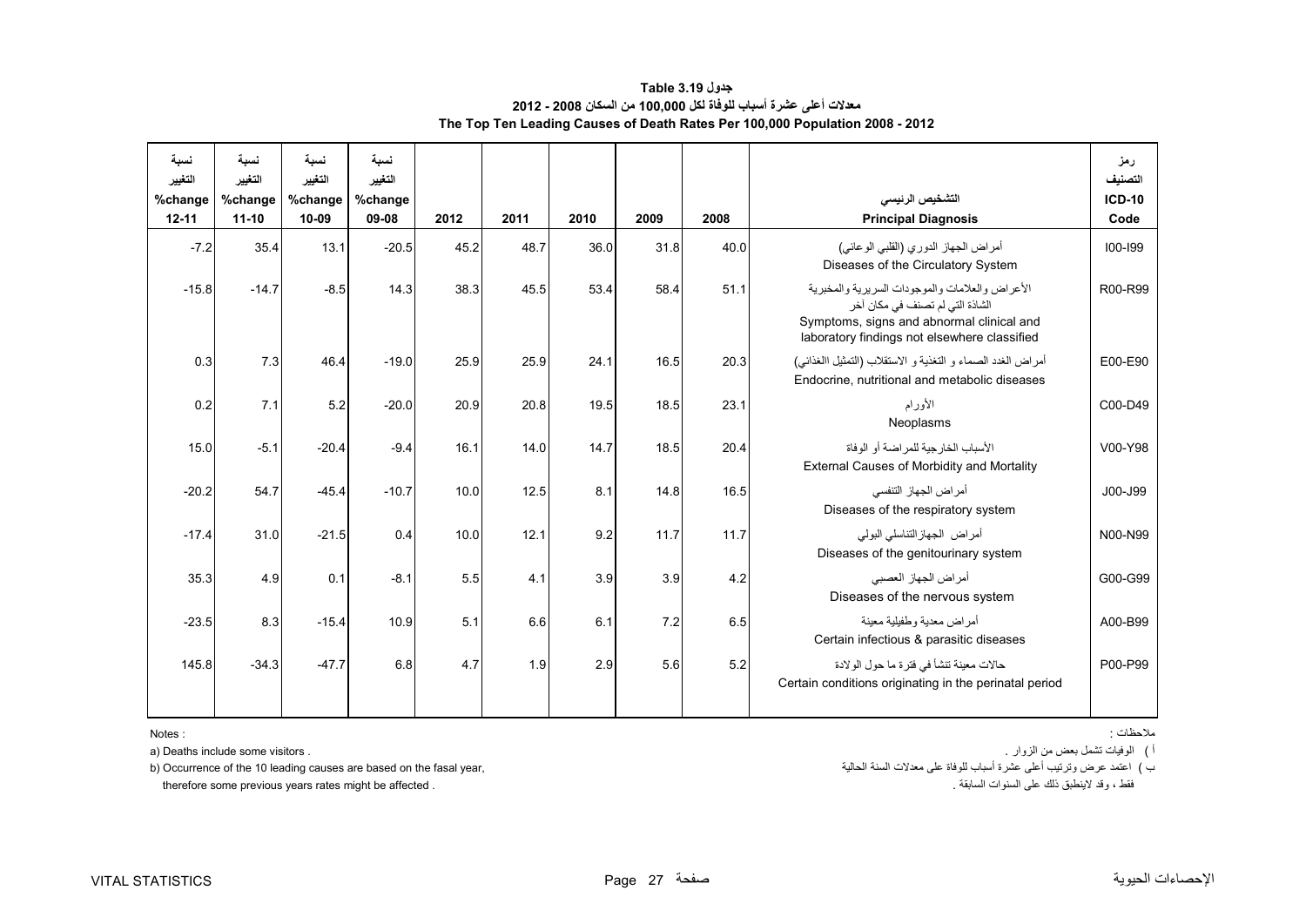**جدول Table 3.19**

**معدلات أعلى عشرة أسباب للوفاة لكل 100,000 من السكان 2008 - 2012**

**The Top Ten Leading Causes of Death Rates Per 100,000 Population 2008 - 2012**

| نسبة التغيير %change 12-11 | نسبة التغيير %change 11-10 | نسبة التغيير %change 10-09 | نسبة التغيير %change 09-08 | 2012 | 2011 | 2010 | 2009 | 2008 | التشخيص الرئيسي Principal Diagnosis | رمز التصنيف ICD-10 Code |
|---|---|---|---|---|---|---|---|---|---|---|
| -7.2 | 35.4 | 13.1 | -20.5 | 45.2 | 48.7 | 36.0 | 31.8 | 40.0 | أمراض الجهاز الدوري (القلبي الوعائي) Diseases of the Circulatory System | I00-I99 |
| -15.8 | -14.7 | -8.5 | 14.3 | 38.3 | 45.5 | 53.4 | 58.4 | 51.1 | الأعراض والعلامات والموجودات السريرية والمخبرية الشاذة التي لم تصنف في مكان آخر Symptoms, signs and abnormal clinical and laboratory findings not elsewhere classified | R00-R99 |
| 0.3 | 7.3 | 46.4 | -19.0 | 25.9 | 25.9 | 24.1 | 16.5 | 20.3 | أمراض الغدد الصماء و التغذية و الاستقلاب (التمثيل الغذائي) Endocrine, nutritional and metabolic diseases | E00-E90 |
| 0.2 | 7.1 | 5.2 | -20.0 | 20.9 | 20.8 | 19.5 | 18.5 | 23.1 | الأورام Neoplasms | C00-D49 |
| 15.0 | -5.1 | -20.4 | -9.4 | 16.1 | 14.0 | 14.7 | 18.5 | 20.4 | الأسباب الخارجية للمراضة أو الوفاة External Causes of Morbidity and Mortality | V00-Y98 |
| -20.2 | 54.7 | -45.4 | -10.7 | 10.0 | 12.5 | 8.1 | 14.8 | 16.5 | أمراض الجهاز التنفسي Diseases of the respiratory system | J00-J99 |
| -17.4 | 31.0 | -21.5 | 0.4 | 10.0 | 12.1 | 9.2 | 11.7 | 11.7 | أمراض الجهازالتناسلي البولي Diseases of the genitourinary system | N00-N99 |
| 35.3 | 4.9 | 0.1 | -8.1 | 5.5 | 4.1 | 3.9 | 3.9 | 4.2 | أمراض الجهاز العصبي Diseases of the nervous system | G00-G99 |
| -23.5 | 8.3 | -15.4 | 10.9 | 5.1 | 6.6 | 6.1 | 7.2 | 6.5 | أمراض معدية وطفيلية معينة Certain infectious & parasitic diseases | A00-B99 |
| 145.8 | -34.3 | -47.7 | 6.8 | 4.7 | 1.9 | 2.9 | 5.6 | 5.2 | حالات معينة تنشأ في فترة ما حول الولادة Certain conditions originating in the perinatal period | P00-P99 |

Notes :

a) Deaths include some visitors .

b) Occurrence of the 10 leading causes are based on the fasal year, therefore some previous years rates might be affected .

ملاحظات :

أ ) الوفيات تشمل بعض من الزوار .

ب ) اعتمد عرض وترتيب أعلى عشرة أسباب للوفاة على معدلات السنة الحالية فقط ، وقد لاينطبق ذلك على السنوات السابقة .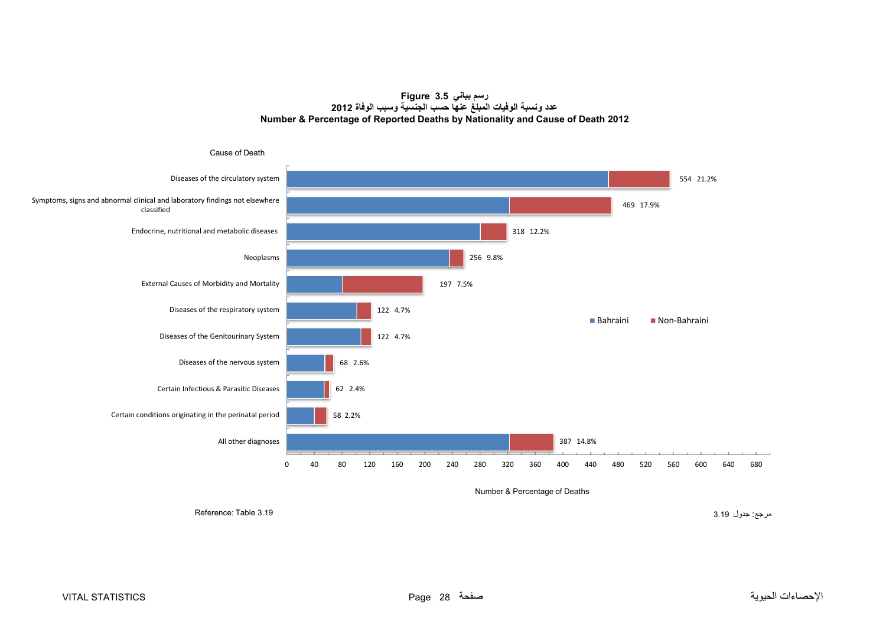**Figure 3.5 رسم بياني**

**عدد ونسبة الوفيات المبلغ عنها حسب الجنسية وسبب الوفاة 2012**

**Number & Percentage of Reported Deaths by Nationality and Cause of Death 2012**

Cause of Death

Diseases of the circulatory system — 554 21.2%

Symptoms, signs and abnormal clinical and laboratory findings not elsewhere classified — 469 17.9%

Endocrine, nutritional and metabolic diseases — 318 12.2%

Neoplasms — 256 9.8%

External Causes of Morbidity and Mortality — 197 7.5%

Diseases of the respiratory system — 122 4.7%

Diseases of the Genitourinary System — 122 4.7%

Diseases of the nervous system — 68 2.6%

Certain Infectious & Parasitic Diseases — 62 2.4%

Certain conditions originating in the perinatal period — 58 2.2%

All other diagnoses — 387 14.8%

Bahraini
Non-Bahraini

0 40 80 120 160 200 240 280 320 360 400 440 480 520 560 600 640 680

Number & Percentage of Deaths

Reference: Table 3.19

مرجع: جدول 3.19